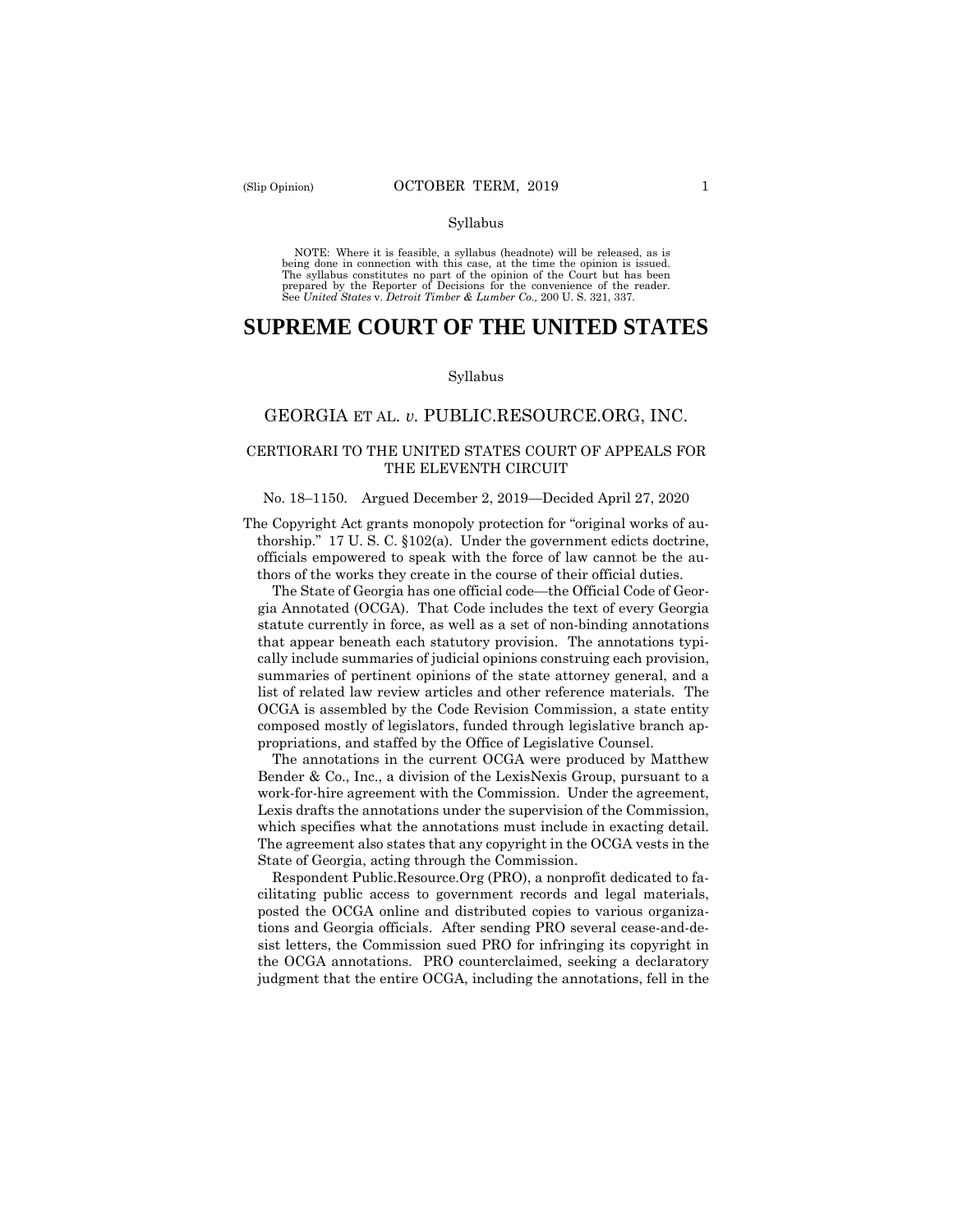Syllabus

NOTE: Where it is feasible, a syllabus (headnote) will be released, as is being done in connection with this case, at the time the opinion is issued. The syllabus constitutes no part of the opinion of the Court but has been prepared by the Reporter of Decisions for the convenience of the reader. See *United States* v. *Detroit Timber & Lumber Co.,* 200 U. S. 321, 337.

# SUPREME COURT OF THE UNITED STATES

Syllabus

## GEORGIA ET AL. *v.* PUBLIC.RESOURCE.ORG, INC.

### CERTIORARI TO THE UNITED STATES COURT OF APPEALS FOR THE ELEVENTH CIRCUIT

No. 18–1150. Argued December 2, 2019—Decided April 27, 2020

The Copyright Act grants monopoly protection for "original works of authorship." 17 U. S. C. §102(a). Under the government edicts doctrine, officials empowered to speak with the force of law cannot be the authors of the works they create in the course of their official duties.

The State of Georgia has one official code—the Official Code of Georgia Annotated (OCGA). That Code includes the text of every Georgia statute currently in force, as well as a set of non-binding annotations that appear beneath each statutory provision. The annotations typically include summaries of judicial opinions construing each provision, summaries of pertinent opinions of the state attorney general, and a list of related law review articles and other reference materials. The OCGA is assembled by the Code Revision Commission, a state entity composed mostly of legislators, funded through legislative branch appropriations, and staffed by the Office of Legislative Counsel.

The annotations in the current OCGA were produced by Matthew Bender & Co., Inc., a division of the LexisNexis Group, pursuant to a work-for-hire agreement with the Commission. Under the agreement, Lexis drafts the annotations under the supervision of the Commission, which specifies what the annotations must include in exacting detail. The agreement also states that any copyright in the OCGA vests in the State of Georgia, acting through the Commission.

Respondent Public.Resource.Org (PRO), a nonprofit dedicated to facilitating public access to government records and legal materials, posted the OCGA online and distributed copies to various organizations and Georgia officials. After sending PRO several cease-and-desist letters, the Commission sued PRO for infringing its copyright in the OCGA annotations. PRO counterclaimed, seeking a declaratory judgment that the entire OCGA, including the annotations, fell in the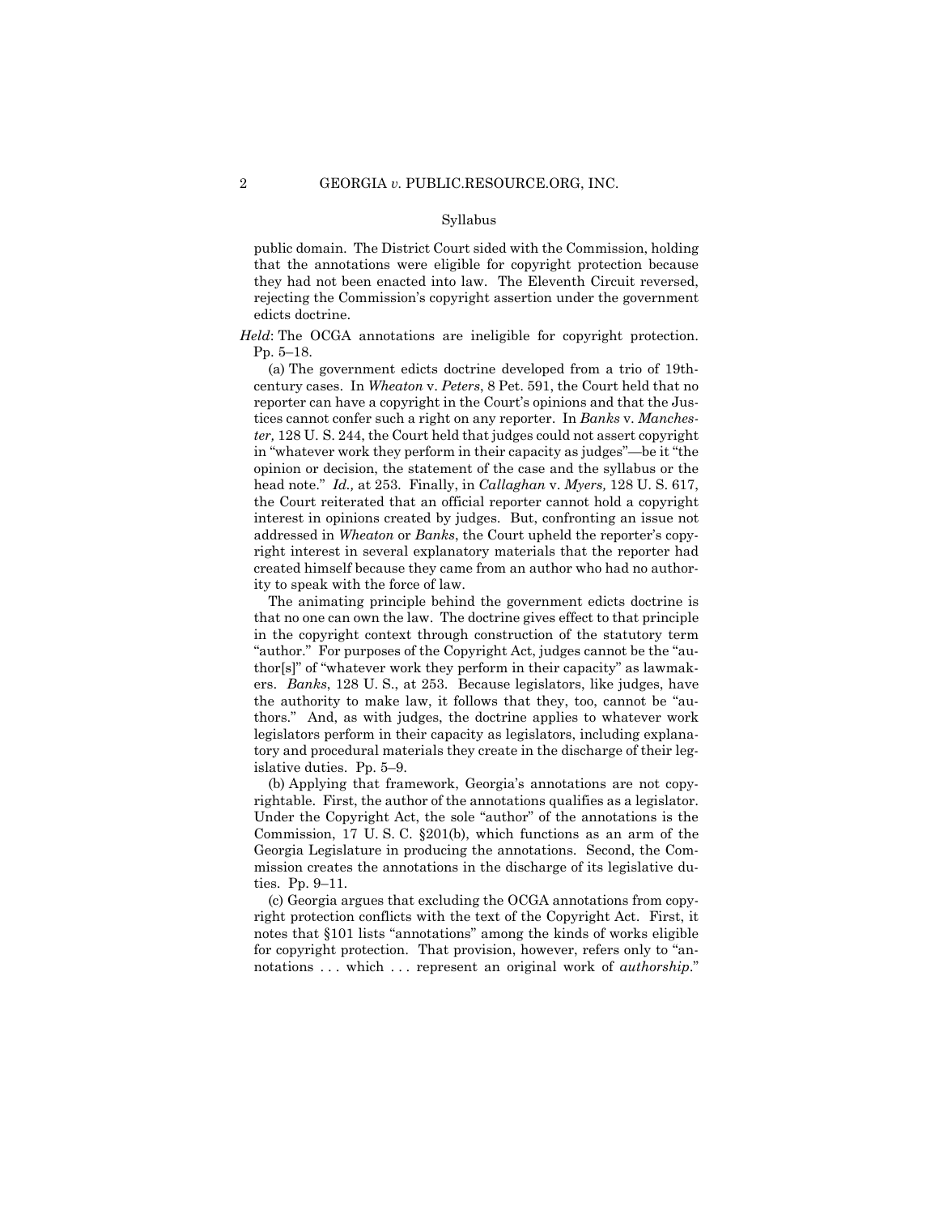Syllabus

public domain. The District Court sided with the Commission, holding that the annotations were eligible for copyright protection because they had not been enacted into law. The Eleventh Circuit reversed, rejecting the Commission's copyright assertion under the government edicts doctrine.

*Held*: The OCGA annotations are ineligible for copyright protection. Pp. 5–18.

(a) The government edicts doctrine developed from a trio of 19th-century cases. In *Wheaton* v. *Peters*, 8 Pet. 591, the Court held that no reporter can have a copyright in the Court's opinions and that the Justices cannot confer such a right on any reporter. In *Banks* v. *Manchester,* 128 U. S. 244, the Court held that judges could not assert copyright in "whatever work they perform in their capacity as judges"—be it "the opinion or decision, the statement of the case and the syllabus or the head note." *Id.,* at 253. Finally, in *Callaghan* v. *Myers,* 128 U. S. 617, the Court reiterated that an official reporter cannot hold a copyright interest in opinions created by judges. But, confronting an issue not addressed in *Wheaton* or *Banks*, the Court upheld the reporter's copyright interest in several explanatory materials that the reporter had created himself because they came from an author who had no authority to speak with the force of law.

The animating principle behind the government edicts doctrine is that no one can own the law. The doctrine gives effect to that principle in the copyright context through construction of the statutory term "author." For purposes of the Copyright Act, judges cannot be the "author[s]" of "whatever work they perform in their capacity" as lawmakers. *Banks*, 128 U. S., at 253. Because legislators, like judges, have the authority to make law, it follows that they, too, cannot be "authors." And, as with judges, the doctrine applies to whatever work legislators perform in their capacity as legislators, including explanatory and procedural materials they create in the discharge of their legislative duties. Pp. 5–9.

(b) Applying that framework, Georgia's annotations are not copyrightable. First, the author of the annotations qualifies as a legislator. Under the Copyright Act, the sole "author" of the annotations is the Commission, 17 U. S. C. §201(b), which functions as an arm of the Georgia Legislature in producing the annotations. Second, the Commission creates the annotations in the discharge of its legislative duties. Pp. 9–11.

(c) Georgia argues that excluding the OCGA annotations from copyright protection conflicts with the text of the Copyright Act. First, it notes that §101 lists "annotations" among the kinds of works eligible for copyright protection. That provision, however, refers only to "annotations . . . which . . . represent an original work of *authorship*."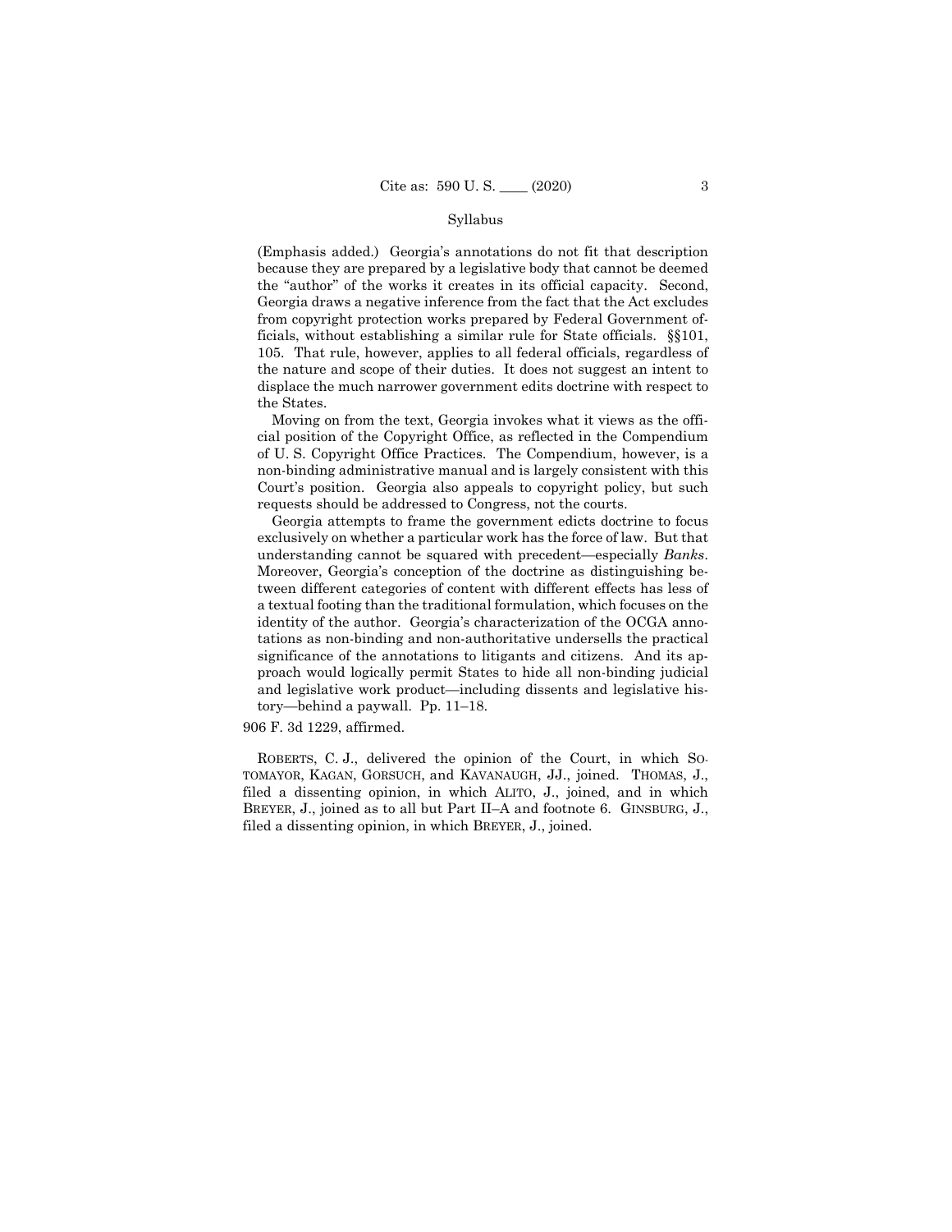(Emphasis added.) Georgia's annotations do not fit that description because they are prepared by a legislative body that cannot be deemed the "author" of the works it creates in its official capacity. Second, Georgia draws a negative inference from the fact that the Act excludes from copyright protection works prepared by Federal Government officials, without establishing a similar rule for State officials. §§101, 105. That rule, however, applies to all federal officials, regardless of the nature and scope of their duties. It does not suggest an intent to displace the much narrower government edits doctrine with respect to the States.

Moving on from the text, Georgia invokes what it views as the official position of the Copyright Office, as reflected in the Compendium of U. S. Copyright Office Practices. The Compendium, however, is a non-binding administrative manual and is largely consistent with this Court's position. Georgia also appeals to copyright policy, but such requests should be addressed to Congress, not the courts.

Georgia attempts to frame the government edicts doctrine to focus exclusively on whether a particular work has the force of law. But that understanding cannot be squared with precedent—especially *Banks*. Moreover, Georgia's conception of the doctrine as distinguishing between different categories of content with different effects has less of a textual footing than the traditional formulation, which focuses on the identity of the author. Georgia's characterization of the OCGA annotations as non-binding and non-authoritative undersells the practical significance of the annotations to litigants and citizens. And its approach would logically permit States to hide all non-binding judicial and legislative work product—including dissents and legislative history—behind a paywall. Pp. 11–18.

906 F. 3d 1229, affirmed.

ROBERTS, C. J., delivered the opinion of the Court, in which SOTOMAYOR, KAGAN, GORSUCH, and KAVANAUGH, JJ., joined. THOMAS, J., filed a dissenting opinion, in which ALITO, J., joined, and in which BREYER, J., joined as to all but Part II–A and footnote 6. GINSBURG, J., filed a dissenting opinion, in which BREYER, J., joined.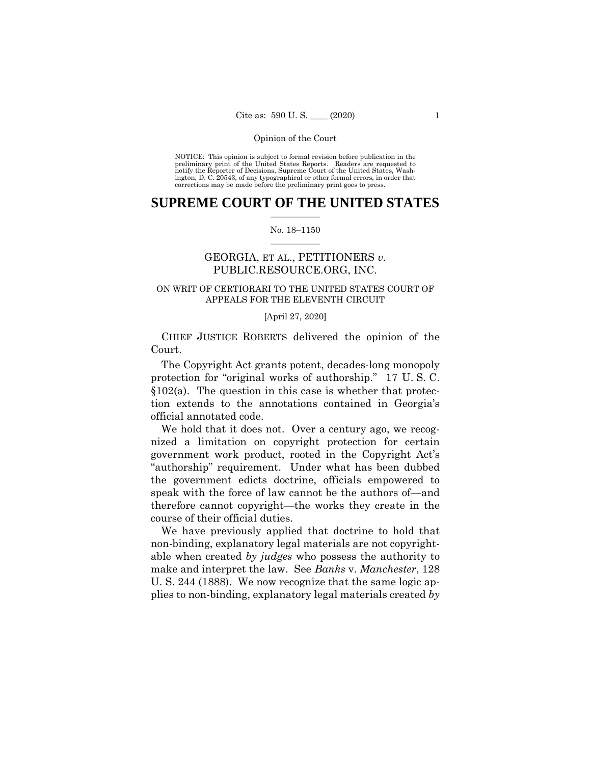NOTICE: This opinion is subject to formal revision before publication in the preliminary print of the United States Reports. Readers are requested to notify the Reporter of Decisions, Supreme Court of the United States, Washington, D. C. 20543, of any typographical or other formal errors, in order that corrections may be made before the preliminary print goes to press.

# SUPREME COURT OF THE UNITED STATES

No. 18–1150

GEORGIA, ET AL., PETITIONERS *v.* PUBLIC.RESOURCE.ORG, INC.

ON WRIT OF CERTIORARI TO THE UNITED STATES COURT OF APPEALS FOR THE ELEVENTH CIRCUIT

[April 27, 2020]

CHIEF JUSTICE ROBERTS delivered the opinion of the Court.

The Copyright Act grants potent, decades-long monopoly protection for "original works of authorship." 17 U. S. C. §102(a). The question in this case is whether that protection extends to the annotations contained in Georgia's official annotated code.

We hold that it does not. Over a century ago, we recognized a limitation on copyright protection for certain government work product, rooted in the Copyright Act's "authorship" requirement. Under what has been dubbed the government edicts doctrine, officials empowered to speak with the force of law cannot be the authors of—and therefore cannot copyright—the works they create in the course of their official duties.

We have previously applied that doctrine to hold that non-binding, explanatory legal materials are not copyrightable when created *by judges* who possess the authority to make and interpret the law. See *Banks* v. *Manchester*, 128 U. S. 244 (1888). We now recognize that the same logic applies to non-binding, explanatory legal materials created *by*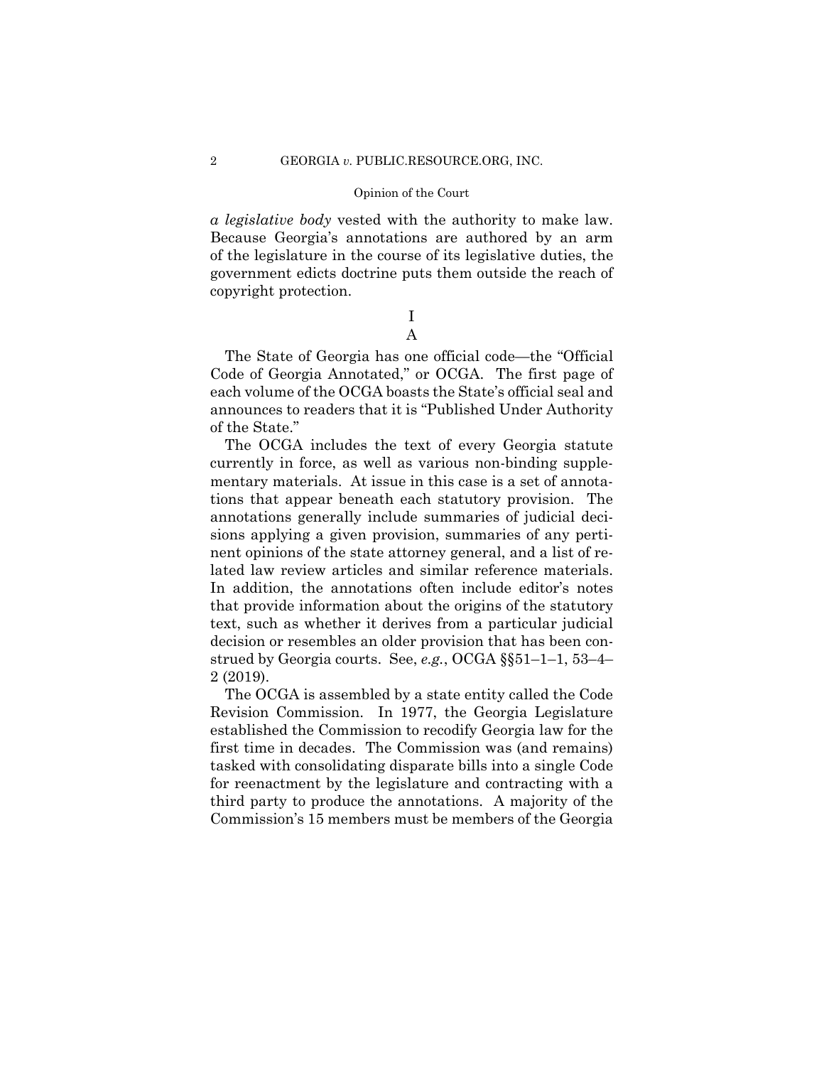*a legislative body* vested with the authority to make law. Because Georgia's annotations are authored by an arm of the legislature in the course of its legislative duties, the government edicts doctrine puts them outside the reach of copyright protection.

# I

## A

The State of Georgia has one official code—the "Official Code of Georgia Annotated," or OCGA. The first page of each volume of the OCGA boasts the State's official seal and announces to readers that it is "Published Under Authority of the State."

The OCGA includes the text of every Georgia statute currently in force, as well as various non-binding supplementary materials. At issue in this case is a set of annotations that appear beneath each statutory provision. The annotations generally include summaries of judicial decisions applying a given provision, summaries of any pertinent opinions of the state attorney general, and a list of related law review articles and similar reference materials. In addition, the annotations often include editor's notes that provide information about the origins of the statutory text, such as whether it derives from a particular judicial decision or resembles an older provision that has been construed by Georgia courts. See, *e.g.*, OCGA §§51–1–1, 53–4–2 (2019).

The OCGA is assembled by a state entity called the Code Revision Commission. In 1977, the Georgia Legislature established the Commission to recodify Georgia law for the first time in decades. The Commission was (and remains) tasked with consolidating disparate bills into a single Code for reenactment by the legislature and contracting with a third party to produce the annotations. A majority of the Commission's 15 members must be members of the Georgia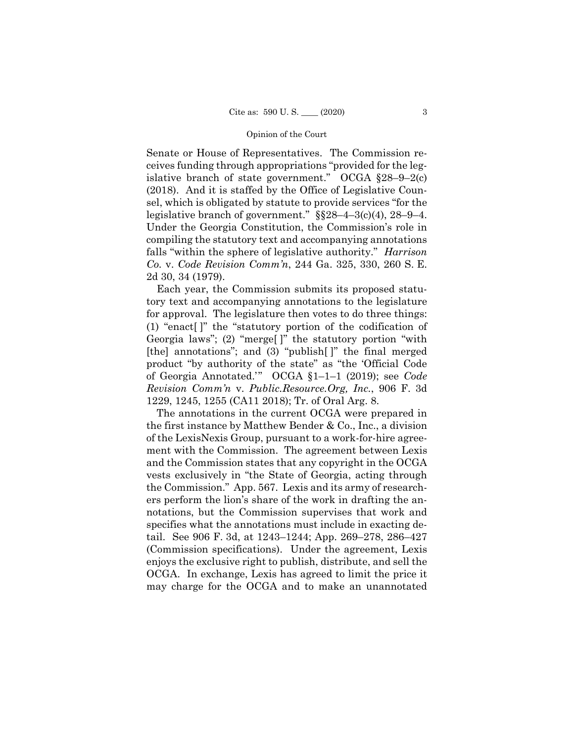Senate or House of Representatives. The Commission receives funding through appropriations "provided for the legislative branch of state government." OCGA §28–9–2(c) (2018). And it is staffed by the Office of Legislative Counsel, which is obligated by statute to provide services "for the legislative branch of government." §§28–4–3(c)(4), 28–9–4. Under the Georgia Constitution, the Commission's role in compiling the statutory text and accompanying annotations falls "within the sphere of legislative authority." *Harrison Co.* v. *Code Revision Comm'n*, 244 Ga. 325, 330, 260 S. E. 2d 30, 34 (1979).

Each year, the Commission submits its proposed statutory text and accompanying annotations to the legislature for approval. The legislature then votes to do three things: (1) "enact[ ]" the "statutory portion of the codification of Georgia laws"; (2) "merge[ ]" the statutory portion "with [the] annotations"; and (3) "publish[ ]" the final merged product "by authority of the state" as "the 'Official Code of Georgia Annotated.'" OCGA §1–1–1 (2019); see *Code Revision Comm'n* v. *Public.Resource.Org, Inc.*, 906 F. 3d 1229, 1245, 1255 (CA11 2018); Tr. of Oral Arg. 8.

The annotations in the current OCGA were prepared in the first instance by Matthew Bender & Co., Inc., a division of the LexisNexis Group, pursuant to a work-for-hire agreement with the Commission. The agreement between Lexis and the Commission states that any copyright in the OCGA vests exclusively in "the State of Georgia, acting through the Commission." App. 567. Lexis and its army of researchers perform the lion's share of the work in drafting the annotations, but the Commission supervises that work and specifies what the annotations must include in exacting detail. See 906 F. 3d, at 1243–1244; App. 269–278, 286–427 (Commission specifications). Under the agreement, Lexis enjoys the exclusive right to publish, distribute, and sell the OCGA. In exchange, Lexis has agreed to limit the price it may charge for the OCGA and to make an unannotated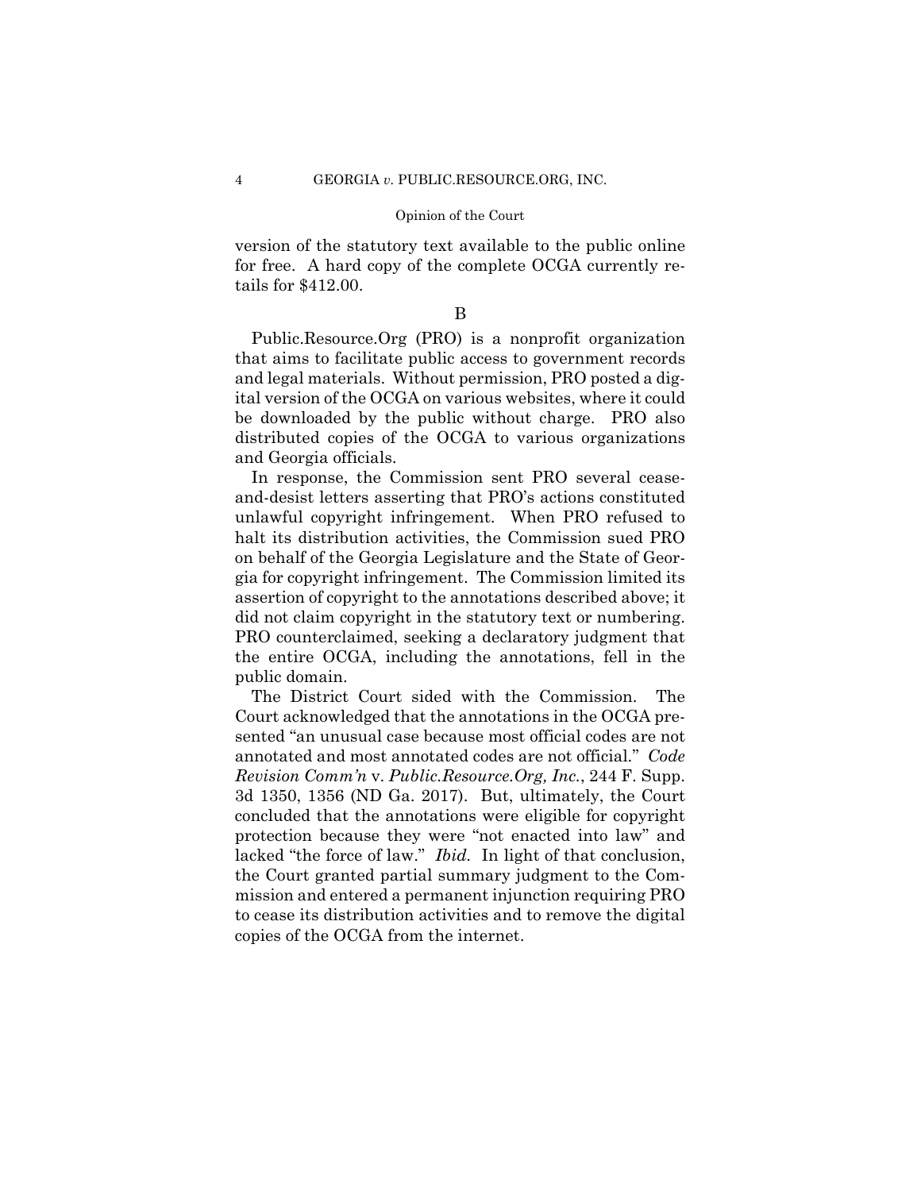version of the statutory text available to the public online for free. A hard copy of the complete OCGA currently retails for $412.00.

B

Public.Resource.Org (PRO) is a nonprofit organization that aims to facilitate public access to government records and legal materials. Without permission, PRO posted a digital version of the OCGA on various websites, where it could be downloaded by the public without charge. PRO also distributed copies of the OCGA to various organizations and Georgia officials.

In response, the Commission sent PRO several cease-and-desist letters asserting that PRO's actions constituted unlawful copyright infringement. When PRO refused to halt its distribution activities, the Commission sued PRO on behalf of the Georgia Legislature and the State of Georgia for copyright infringement. The Commission limited its assertion of copyright to the annotations described above; it did not claim copyright in the statutory text or numbering. PRO counterclaimed, seeking a declaratory judgment that the entire OCGA, including the annotations, fell in the public domain.

The District Court sided with the Commission. The Court acknowledged that the annotations in the OCGA presented "an unusual case because most official codes are not annotated and most annotated codes are not official." *Code Revision Comm'n* v. *Public.Resource.Org, Inc.*, 244 F. Supp. 3d 1350, 1356 (ND Ga. 2017). But, ultimately, the Court concluded that the annotations were eligible for copyright protection because they were "not enacted into law" and lacked "the force of law." *Ibid.* In light of that conclusion, the Court granted partial summary judgment to the Commission and entered a permanent injunction requiring PRO to cease its distribution activities and to remove the digital copies of the OCGA from the internet.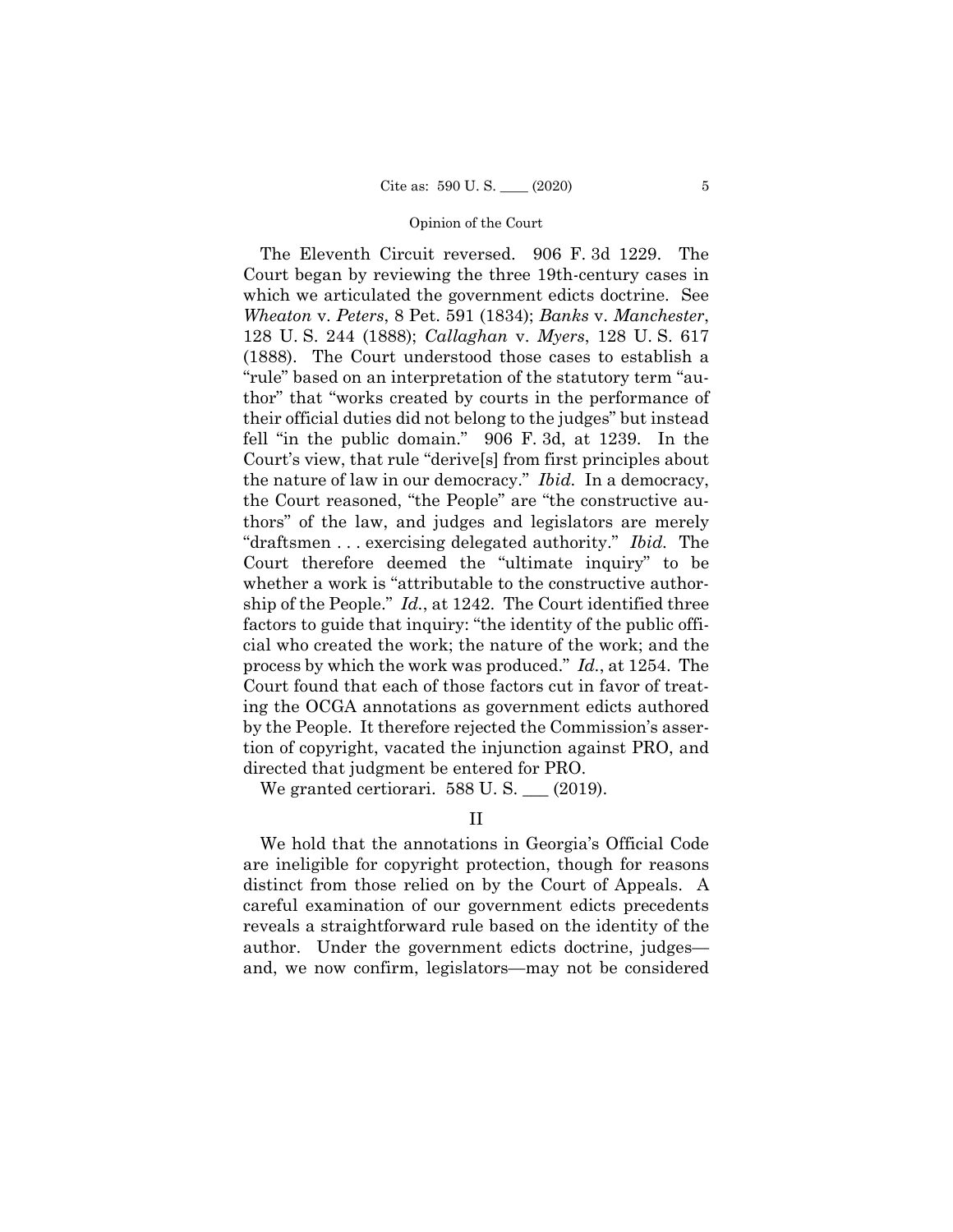The Eleventh Circuit reversed. 906 F. 3d 1229. The Court began by reviewing the three 19th-century cases in which we articulated the government edicts doctrine. See *Wheaton* v. *Peters*, 8 Pet. 591 (1834); *Banks* v. *Manchester*, 128 U. S. 244 (1888); *Callaghan* v. *Myers*, 128 U. S. 617 (1888). The Court understood those cases to establish a "rule" based on an interpretation of the statutory term "author" that "works created by courts in the performance of their official duties did not belong to the judges" but instead fell "in the public domain." 906 F. 3d, at 1239. In the Court's view, that rule "derive[s] from first principles about the nature of law in our democracy." *Ibid.* In a democracy, the Court reasoned, "the People" are "the constructive authors" of the law, and judges and legislators are merely "draftsmen . . . exercising delegated authority." *Ibid.* The Court therefore deemed the "ultimate inquiry" to be whether a work is "attributable to the constructive authorship of the People." *Id.*, at 1242. The Court identified three factors to guide that inquiry: "the identity of the public official who created the work; the nature of the work; and the process by which the work was produced." *Id.*, at 1254. The Court found that each of those factors cut in favor of treating the OCGA annotations as government edicts authored by the People. It therefore rejected the Commission's assertion of copyright, vacated the injunction against PRO, and directed that judgment be entered for PRO.

We granted certiorari. 588 U. S. ___ (2019).

## II

We hold that the annotations in Georgia's Official Code are ineligible for copyright protection, though for reasons distinct from those relied on by the Court of Appeals. A careful examination of our government edicts precedents reveals a straightforward rule based on the identity of the author. Under the government edicts doctrine, judges—and, we now confirm, legislators—may not be considered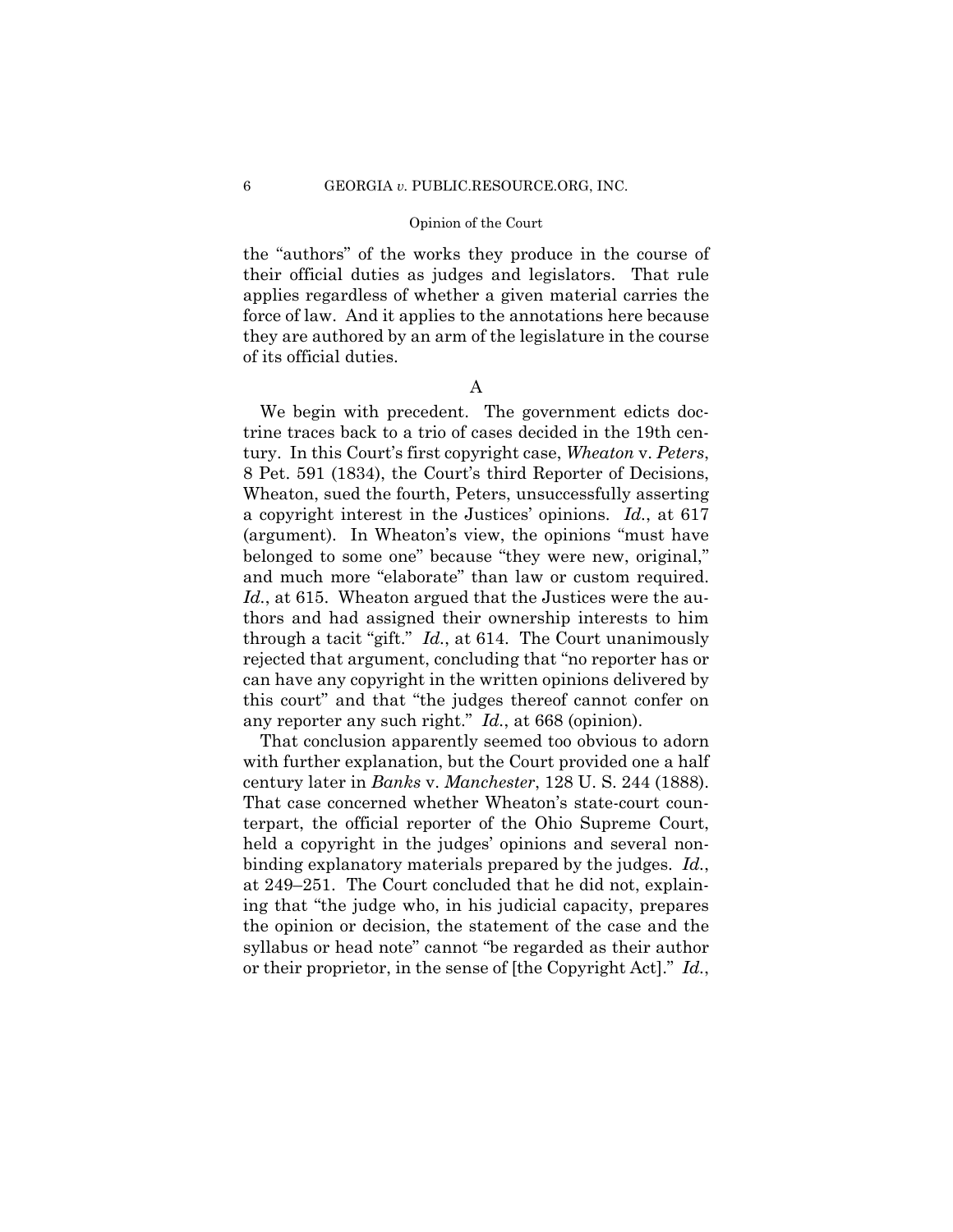the "authors" of the works they produce in the course of their official duties as judges and legislators. That rule applies regardless of whether a given material carries the force of law. And it applies to the annotations here because they are authored by an arm of the legislature in the course of its official duties.

A

We begin with precedent. The government edicts doctrine traces back to a trio of cases decided in the 19th century. In this Court's first copyright case, *Wheaton* v. *Peters*, 8 Pet. 591 (1834), the Court's third Reporter of Decisions, Wheaton, sued the fourth, Peters, unsuccessfully asserting a copyright interest in the Justices' opinions. *Id.*, at 617 (argument). In Wheaton's view, the opinions "must have belonged to some one" because "they were new, original," and much more "elaborate" than law or custom required. *Id.*, at 615. Wheaton argued that the Justices were the authors and had assigned their ownership interests to him through a tacit "gift." *Id.*, at 614. The Court unanimously rejected that argument, concluding that "no reporter has or can have any copyright in the written opinions delivered by this court" and that "the judges thereof cannot confer on any reporter any such right." *Id.*, at 668 (opinion).

That conclusion apparently seemed too obvious to adorn with further explanation, but the Court provided one a half century later in *Banks* v. *Manchester*, 128 U. S. 244 (1888). That case concerned whether Wheaton's state-court counterpart, the official reporter of the Ohio Supreme Court, held a copyright in the judges' opinions and several nonbinding explanatory materials prepared by the judges. *Id.*, at 249–251. The Court concluded that he did not, explaining that "the judge who, in his judicial capacity, prepares the opinion or decision, the statement of the case and the syllabus or head note" cannot "be regarded as their author or their proprietor, in the sense of [the Copyright Act]." *Id.*,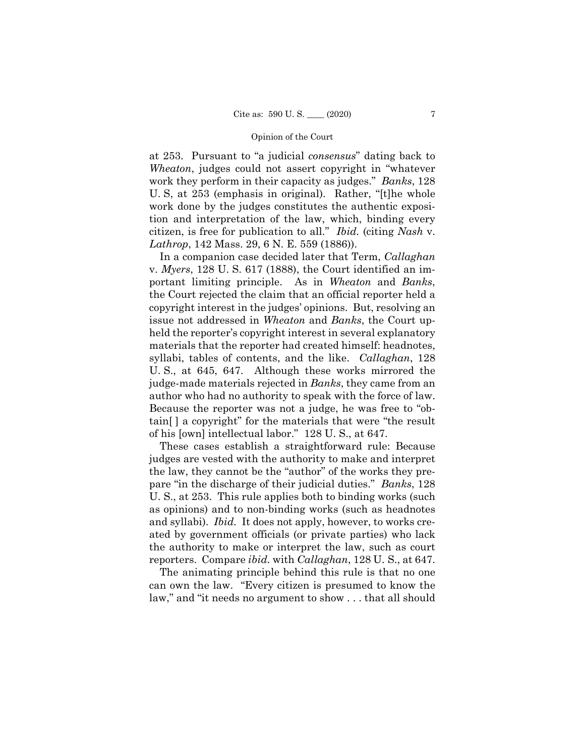at 253. Pursuant to "a judicial *consensus*" dating back to *Wheaton*, judges could not assert copyright in "whatever work they perform in their capacity as judges." *Banks*, 128 U. S, at 253 (emphasis in original). Rather, "[t]he whole work done by the judges constitutes the authentic exposition and interpretation of the law, which, binding every citizen, is free for publication to all." *Ibid.* (citing *Nash* v. *Lathrop*, 142 Mass. 29, 6 N. E. 559 (1886)).

In a companion case decided later that Term, *Callaghan* v. *Myers*, 128 U. S. 617 (1888), the Court identified an important limiting principle. As in *Wheaton* and *Banks*, the Court rejected the claim that an official reporter held a copyright interest in the judges' opinions. But, resolving an issue not addressed in *Wheaton* and *Banks*, the Court upheld the reporter's copyright interest in several explanatory materials that the reporter had created himself: headnotes, syllabi, tables of contents, and the like. *Callaghan*, 128 U. S., at 645, 647. Although these works mirrored the judge-made materials rejected in *Banks*, they came from an author who had no authority to speak with the force of law. Because the reporter was not a judge, he was free to "obtain[ ] a copyright" for the materials that were "the result of his [own] intellectual labor." 128 U. S., at 647.

These cases establish a straightforward rule: Because judges are vested with the authority to make and interpret the law, they cannot be the "author" of the works they prepare "in the discharge of their judicial duties." *Banks*, 128 U. S., at 253. This rule applies both to binding works (such as opinions) and to non-binding works (such as headnotes and syllabi). *Ibid.* It does not apply, however, to works created by government officials (or private parties) who lack the authority to make or interpret the law, such as court reporters. Compare *ibid.* with *Callaghan*, 128 U. S., at 647.

The animating principle behind this rule is that no one can own the law. "Every citizen is presumed to know the law," and "it needs no argument to show . . . that all should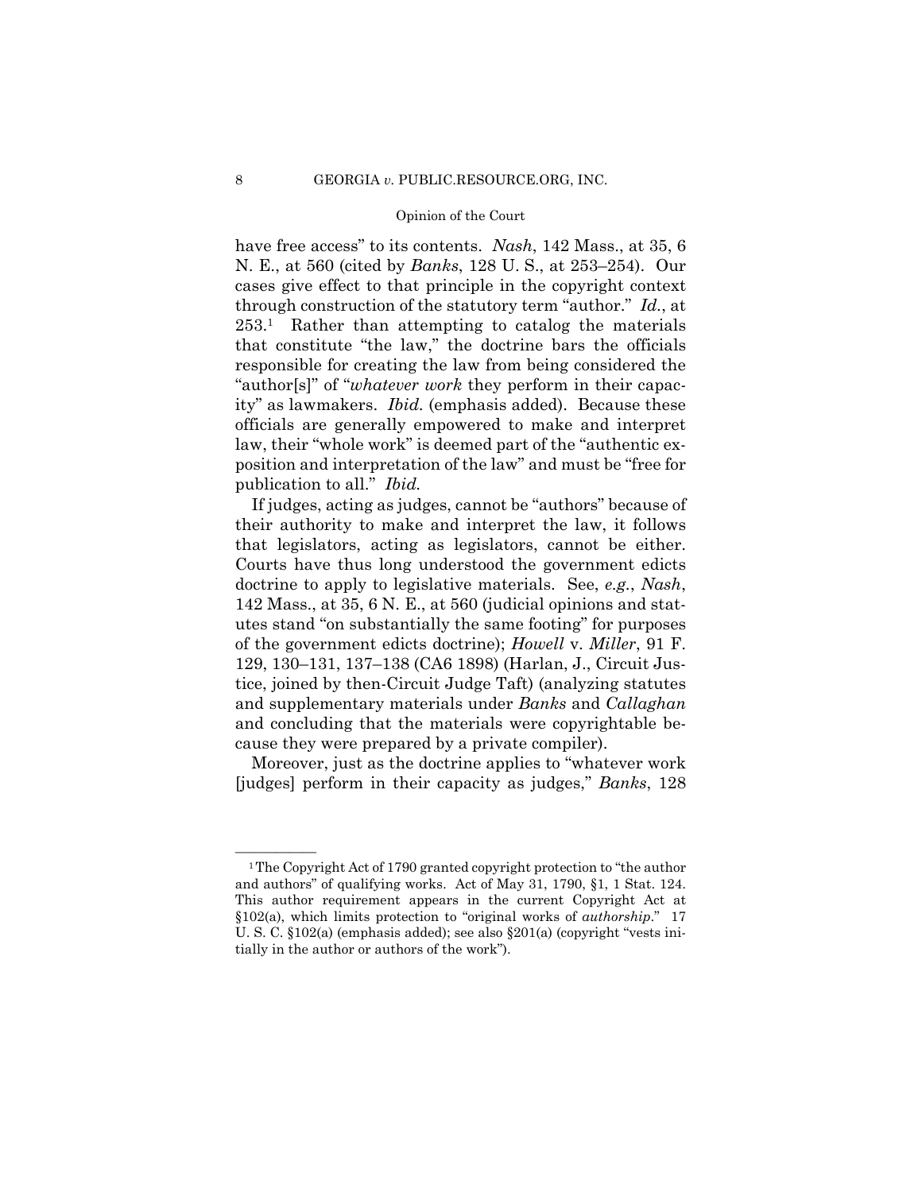have free access" to its contents. *Nash*, 142 Mass., at 35, 6 N. E., at 560 (cited by *Banks*, 128 U. S., at 253–254). Our cases give effect to that principle in the copyright context through construction of the statutory term "author." *Id.*, at 253.[1] Rather than attempting to catalog the materials that constitute "the law," the doctrine bars the officials responsible for creating the law from being considered the "author[s]" of "*whatever work* they perform in their capacity" as lawmakers. *Ibid.* (emphasis added). Because these officials are generally empowered to make and interpret law, their "whole work" is deemed part of the "authentic exposition and interpretation of the law" and must be "free for publication to all." *Ibid.*

If judges, acting as judges, cannot be "authors" because of their authority to make and interpret the law, it follows that legislators, acting as legislators, cannot be either. Courts have thus long understood the government edicts doctrine to apply to legislative materials. See, *e.g.*, *Nash*, 142 Mass., at 35, 6 N. E., at 560 (judicial opinions and statutes stand "on substantially the same footing" for purposes of the government edicts doctrine); *Howell* v. *Miller*, 91 F. 129, 130–131, 137–138 (CA6 1898) (Harlan, J., Circuit Justice, joined by then-Circuit Judge Taft) (analyzing statutes and supplementary materials under *Banks* and *Callaghan* and concluding that the materials were copyrightable because they were prepared by a private compiler).

Moreover, just as the doctrine applies to "whatever work [judges] perform in their capacity as judges," *Banks*, 128

---

[1] The Copyright Act of 1790 granted copyright protection to "the author and authors" of qualifying works. Act of May 31, 1790, §1, 1 Stat. 124. This author requirement appears in the current Copyright Act at §102(a), which limits protection to "original works of *authorship*." 17 U. S. C. §102(a) (emphasis added); see also §201(a) (copyright "vests initially in the author or authors of the work").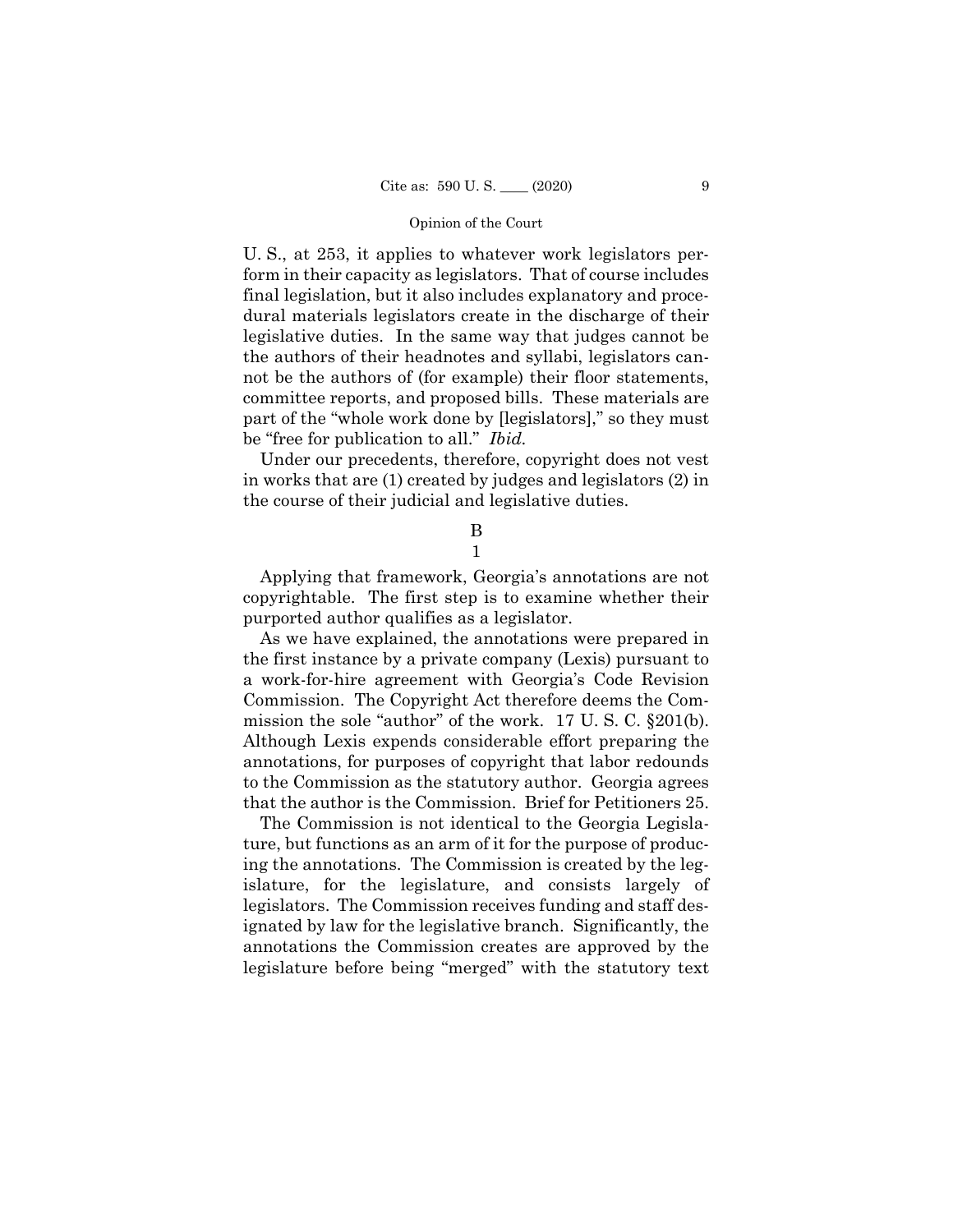U. S., at 253, it applies to whatever work legislators perform in their capacity as legislators. That of course includes final legislation, but it also includes explanatory and procedural materials legislators create in the discharge of their legislative duties. In the same way that judges cannot be the authors of their headnotes and syllabi, legislators cannot be the authors of (for example) their floor statements, committee reports, and proposed bills. These materials are part of the "whole work done by [legislators]," so they must be "free for publication to all." *Ibid.*

Under our precedents, therefore, copyright does not vest in works that are (1) created by judges and legislators (2) in the course of their judicial and legislative duties.

### B

#### 1

Applying that framework, Georgia's annotations are not copyrightable. The first step is to examine whether their purported author qualifies as a legislator.

As we have explained, the annotations were prepared in the first instance by a private company (Lexis) pursuant to a work-for-hire agreement with Georgia's Code Revision Commission. The Copyright Act therefore deems the Commission the sole "author" of the work. 17 U. S. C. §201(b). Although Lexis expends considerable effort preparing the annotations, for purposes of copyright that labor redounds to the Commission as the statutory author. Georgia agrees that the author is the Commission. Brief for Petitioners 25.

The Commission is not identical to the Georgia Legislature, but functions as an arm of it for the purpose of producing the annotations. The Commission is created by the legislature, for the legislature, and consists largely of legislators. The Commission receives funding and staff designated by law for the legislative branch. Significantly, the annotations the Commission creates are approved by the legislature before being "merged" with the statutory text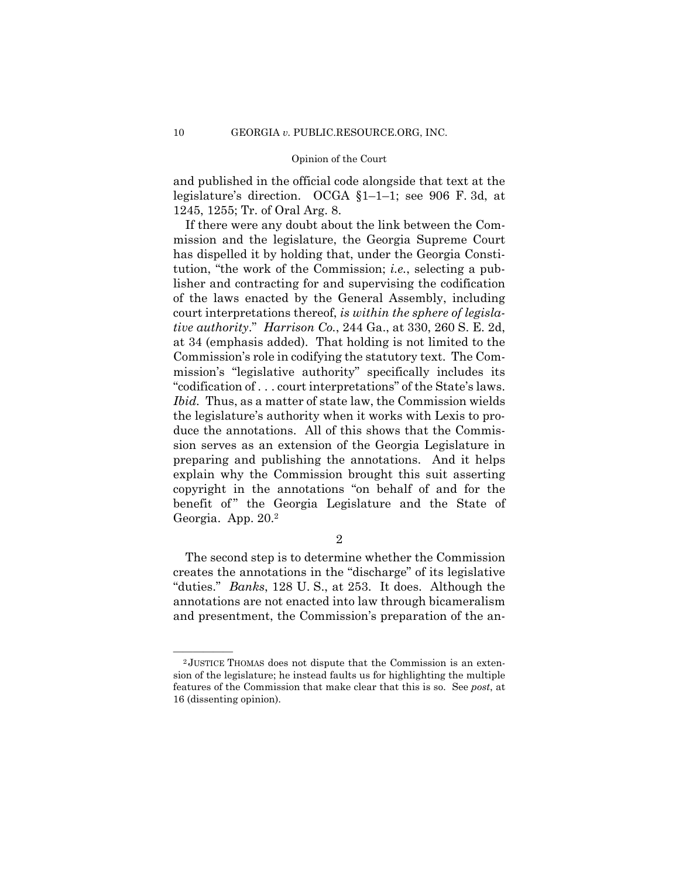and published in the official code alongside that text at the legislature's direction. OCGA §1–1–1; see 906 F. 3d, at 1245, 1255; Tr. of Oral Arg. 8.

If there were any doubt about the link between the Commission and the legislature, the Georgia Supreme Court has dispelled it by holding that, under the Georgia Constitution, "the work of the Commission; *i.e.*, selecting a publisher and contracting for and supervising the codification of the laws enacted by the General Assembly, including court interpretations thereof, *is within the sphere of legislative authority*." *Harrison Co.*, 244 Ga., at 330, 260 S. E. 2d, at 34 (emphasis added). That holding is not limited to the Commission's role in codifying the statutory text. The Commission's "legislative authority" specifically includes its "codification of . . . court interpretations" of the State's laws. *Ibid.* Thus, as a matter of state law, the Commission wields the legislature's authority when it works with Lexis to produce the annotations. All of this shows that the Commission serves as an extension of the Georgia Legislature in preparing and publishing the annotations. And it helps explain why the Commission brought this suit asserting copyright in the annotations "on behalf of and for the benefit of" the Georgia Legislature and the State of Georgia. App. 20.[2]

2

The second step is to determine whether the Commission creates the annotations in the "discharge" of its legislative "duties." *Banks*, 128 U. S., at 253. It does. Although the annotations are not enacted into law through bicameralism and presentment, the Commission's preparation of the an-

---

[2] JUSTICE THOMAS does not dispute that the Commission is an extension of the legislature; he instead faults us for highlighting the multiple features of the Commission that make clear that this is so. See *post*, at 16 (dissenting opinion).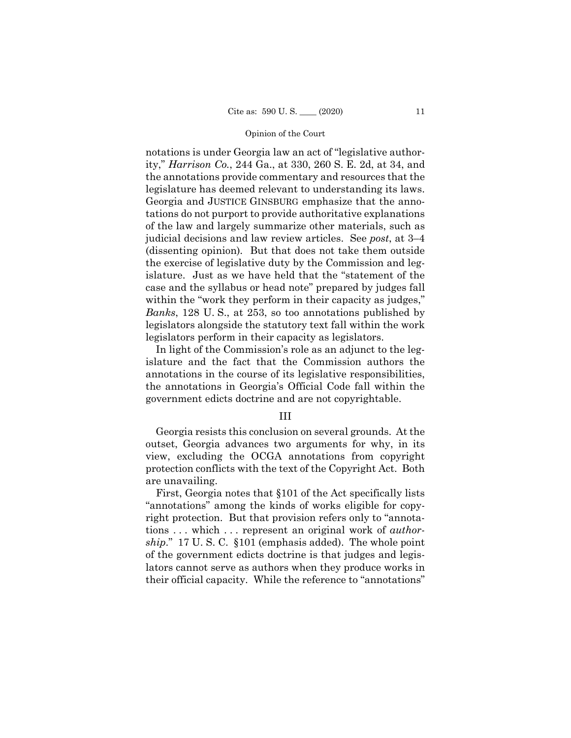notations is under Georgia law an act of "legislative authority," *Harrison Co.*, 244 Ga., at 330, 260 S. E. 2d, at 34, and the annotations provide commentary and resources that the legislature has deemed relevant to understanding its laws. Georgia and JUSTICE GINSBURG emphasize that the annotations do not purport to provide authoritative explanations of the law and largely summarize other materials, such as judicial decisions and law review articles. See *post*, at 3–4 (dissenting opinion). But that does not take them outside the exercise of legislative duty by the Commission and legislature. Just as we have held that the "statement of the case and the syllabus or head note" prepared by judges fall within the "work they perform in their capacity as judges," *Banks*, 128 U. S., at 253, so too annotations published by legislators alongside the statutory text fall within the work legislators perform in their capacity as legislators.

In light of the Commission's role as an adjunct to the legislature and the fact that the Commission authors the annotations in the course of its legislative responsibilities, the annotations in Georgia's Official Code fall within the government edicts doctrine and are not copyrightable.

## III

Georgia resists this conclusion on several grounds. At the outset, Georgia advances two arguments for why, in its view, excluding the OCGA annotations from copyright protection conflicts with the text of the Copyright Act. Both are unavailing.

First, Georgia notes that §101 of the Act specifically lists "annotations" among the kinds of works eligible for copyright protection. But that provision refers only to "annotations . . . which . . . represent an original work of *authorship*." 17 U. S. C. §101 (emphasis added). The whole point of the government edicts doctrine is that judges and legislators cannot serve as authors when they produce works in their official capacity. While the reference to "annotations"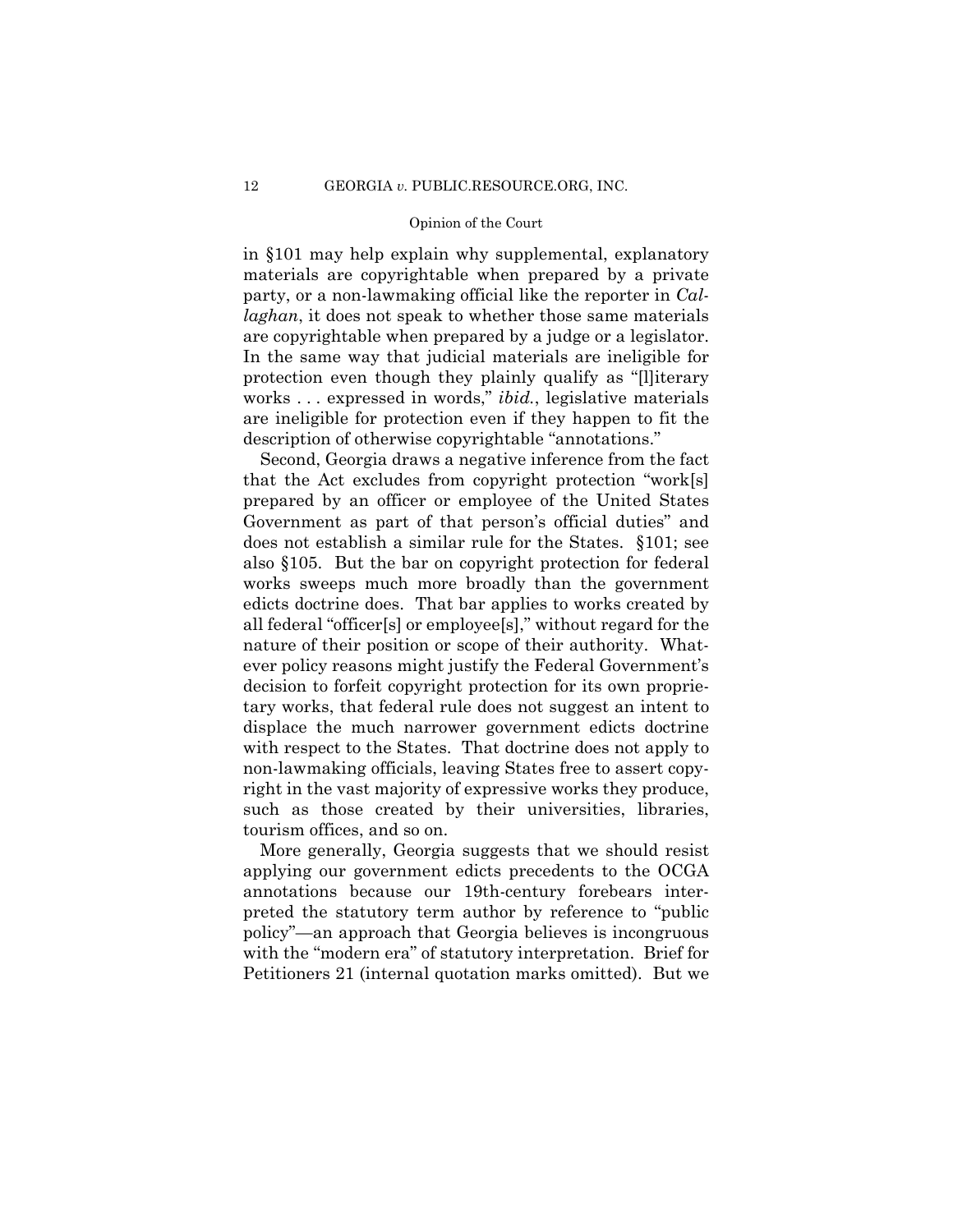in §101 may help explain why supplemental, explanatory materials are copyrightable when prepared by a private party, or a non-lawmaking official like the reporter in *Callaghan*, it does not speak to whether those same materials are copyrightable when prepared by a judge or a legislator. In the same way that judicial materials are ineligible for protection even though they plainly qualify as "[l]iterary works . . . expressed in words," *ibid.*, legislative materials are ineligible for protection even if they happen to fit the description of otherwise copyrightable "annotations."

Second, Georgia draws a negative inference from the fact that the Act excludes from copyright protection "work[s] prepared by an officer or employee of the United States Government as part of that person's official duties" and does not establish a similar rule for the States. §101; see also §105. But the bar on copyright protection for federal works sweeps much more broadly than the government edicts doctrine does. That bar applies to works created by all federal "officer[s] or employee[s]," without regard for the nature of their position or scope of their authority. Whatever policy reasons might justify the Federal Government's decision to forfeit copyright protection for its own proprietary works, that federal rule does not suggest an intent to displace the much narrower government edicts doctrine with respect to the States. That doctrine does not apply to non-lawmaking officials, leaving States free to assert copyright in the vast majority of expressive works they produce, such as those created by their universities, libraries, tourism offices, and so on.

More generally, Georgia suggests that we should resist applying our government edicts precedents to the OCGA annotations because our 19th-century forebears interpreted the statutory term author by reference to "public policy"—an approach that Georgia believes is incongruous with the "modern era" of statutory interpretation. Brief for Petitioners 21 (internal quotation marks omitted). But we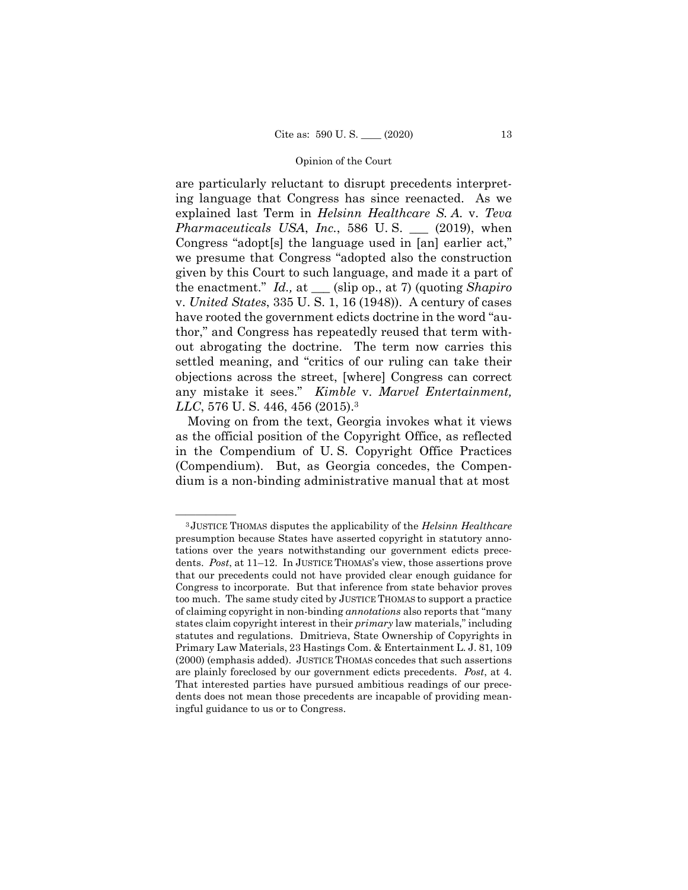are particularly reluctant to disrupt precedents interpreting language that Congress has since reenacted. As we explained last Term in *Helsinn Healthcare S. A.* v. *Teva Pharmaceuticals USA*, *Inc.*, 586 U. S. ___ (2019), when Congress "adopt[s] the language used in [an] earlier act," we presume that Congress "adopted also the construction given by this Court to such language, and made it a part of the enactment." *Id.,* at ___ (slip op., at 7) (quoting *Shapiro* v. *United States*, 335 U. S. 1, 16 (1948)). A century of cases have rooted the government edicts doctrine in the word "author," and Congress has repeatedly reused that term without abrogating the doctrine. The term now carries this settled meaning, and "critics of our ruling can take their objections across the street, [where] Congress can correct any mistake it sees." *Kimble* v. *Marvel Entertainment, LLC*, 576 U. S. 446, 456 (2015).[3]

Moving on from the text, Georgia invokes what it views as the official position of the Copyright Office, as reflected in the Compendium of U. S. Copyright Office Practices (Compendium). But, as Georgia concedes, the Compendium is a non-binding administrative manual that at most

---

[3] JUSTICE THOMAS disputes the applicability of the *Helsinn Healthcare* presumption because States have asserted copyright in statutory annotations over the years notwithstanding our government edicts precedents. *Post*, at 11–12. In JUSTICE THOMAS's view, those assertions prove that our precedents could not have provided clear enough guidance for Congress to incorporate. But that inference from state behavior proves too much. The same study cited by JUSTICE THOMAS to support a practice of claiming copyright in non-binding *annotations* also reports that "many states claim copyright interest in their *primary* law materials," including statutes and regulations. Dmitrieva, State Ownership of Copyrights in Primary Law Materials, 23 Hastings Com. & Entertainment L. J. 81, 109 (2000) (emphasis added). JUSTICE THOMAS concedes that such assertions are plainly foreclosed by our government edicts precedents. *Post*, at 4. That interested parties have pursued ambitious readings of our precedents does not mean those precedents are incapable of providing meaningful guidance to us or to Congress.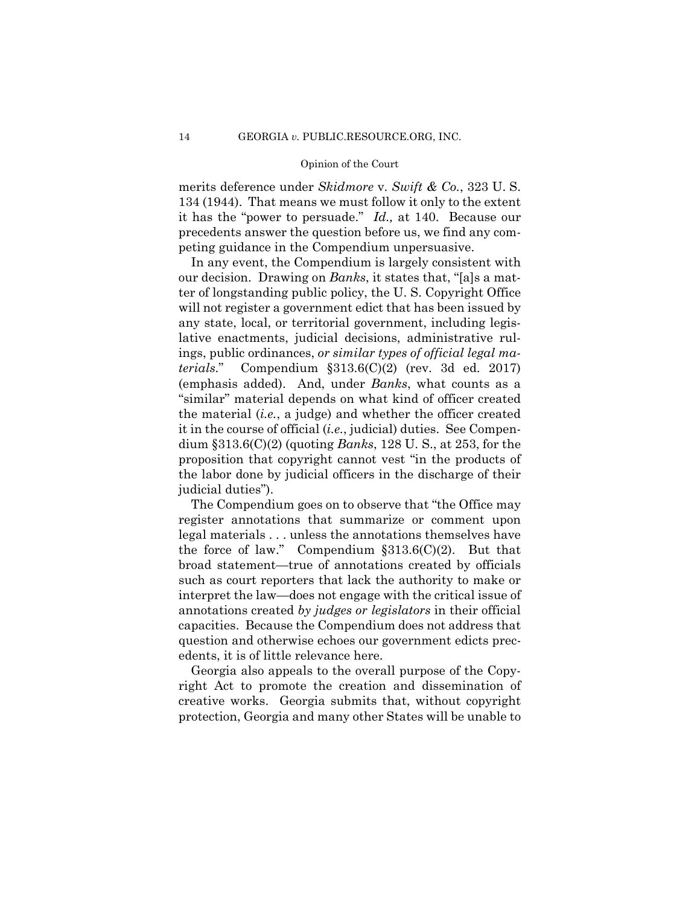merits deference under *Skidmore* v. *Swift & Co.*, 323 U. S. 134 (1944). That means we must follow it only to the extent it has the "power to persuade." *Id.,* at 140. Because our precedents answer the question before us, we find any competing guidance in the Compendium unpersuasive.

In any event, the Compendium is largely consistent with our decision. Drawing on *Banks*, it states that, "[a]s a matter of longstanding public policy, the U. S. Copyright Office will not register a government edict that has been issued by any state, local, or territorial government, including legislative enactments, judicial decisions, administrative rulings, public ordinances, *or similar types of official legal materials*." Compendium §313.6(C)(2) (rev. 3d ed. 2017) (emphasis added). And, under *Banks*, what counts as a "similar" material depends on what kind of officer created the material (*i.e.*, a judge) and whether the officer created it in the course of official (*i.e.*, judicial) duties. See Compendium §313.6(C)(2) (quoting *Banks*, 128 U. S., at 253, for the proposition that copyright cannot vest "in the products of the labor done by judicial officers in the discharge of their judicial duties").

The Compendium goes on to observe that "the Office may register annotations that summarize or comment upon legal materials . . . unless the annotations themselves have the force of law." Compendium §313.6(C)(2). But that broad statement—true of annotations created by officials such as court reporters that lack the authority to make or interpret the law—does not engage with the critical issue of annotations created *by judges or legislators* in their official capacities. Because the Compendium does not address that question and otherwise echoes our government edicts precedents, it is of little relevance here.

Georgia also appeals to the overall purpose of the Copyright Act to promote the creation and dissemination of creative works. Georgia submits that, without copyright protection, Georgia and many other States will be unable to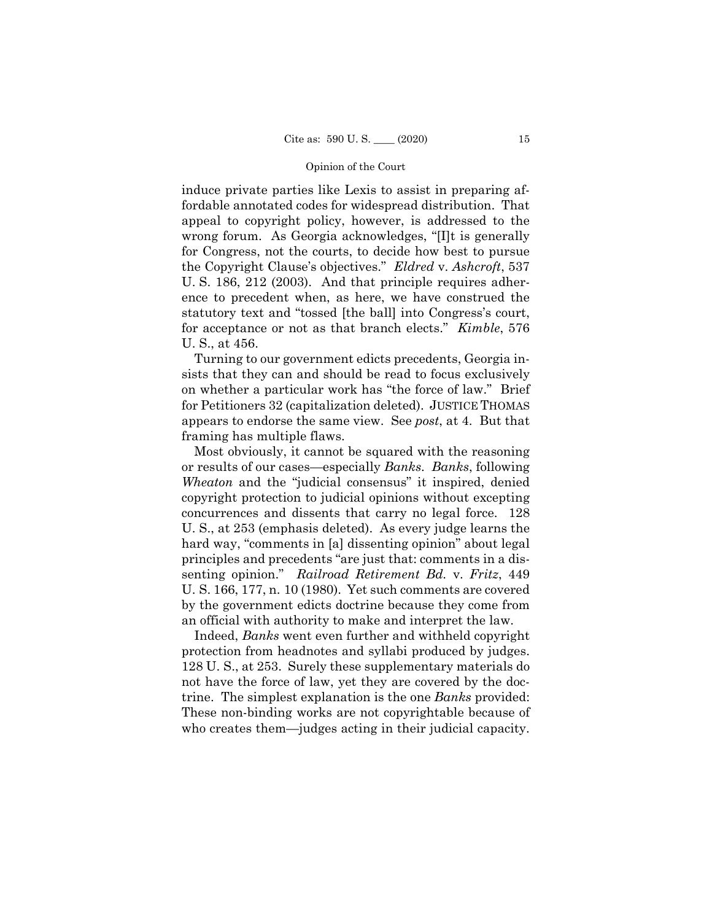induce private parties like Lexis to assist in preparing affordable annotated codes for widespread distribution. That appeal to copyright policy, however, is addressed to the wrong forum. As Georgia acknowledges, "[I]t is generally for Congress, not the courts, to decide how best to pursue the Copyright Clause's objectives." *Eldred* v. *Ashcroft*, 537 U. S. 186, 212 (2003). And that principle requires adherence to precedent when, as here, we have construed the statutory text and "tossed [the ball] into Congress's court, for acceptance or not as that branch elects." *Kimble*, 576 U. S., at 456.

Turning to our government edicts precedents, Georgia insists that they can and should be read to focus exclusively on whether a particular work has "the force of law." Brief for Petitioners 32 (capitalization deleted). JUSTICE THOMAS appears to endorse the same view. See *post*, at 4. But that framing has multiple flaws.

Most obviously, it cannot be squared with the reasoning or results of our cases—especially *Banks*. *Banks*, following *Wheaton* and the "judicial consensus" it inspired, denied copyright protection to judicial opinions without excepting concurrences and dissents that carry no legal force. 128 U. S., at 253 (emphasis deleted). As every judge learns the hard way, "comments in [a] dissenting opinion" about legal principles and precedents "are just that: comments in a dissenting opinion." *Railroad Retirement Bd.* v. *Fritz*, 449 U. S. 166, 177, n. 10 (1980). Yet such comments are covered by the government edicts doctrine because they come from an official with authority to make and interpret the law.

Indeed, *Banks* went even further and withheld copyright protection from headnotes and syllabi produced by judges. 128 U. S., at 253. Surely these supplementary materials do not have the force of law, yet they are covered by the doctrine. The simplest explanation is the one *Banks* provided: These non-binding works are not copyrightable because of who creates them—judges acting in their judicial capacity.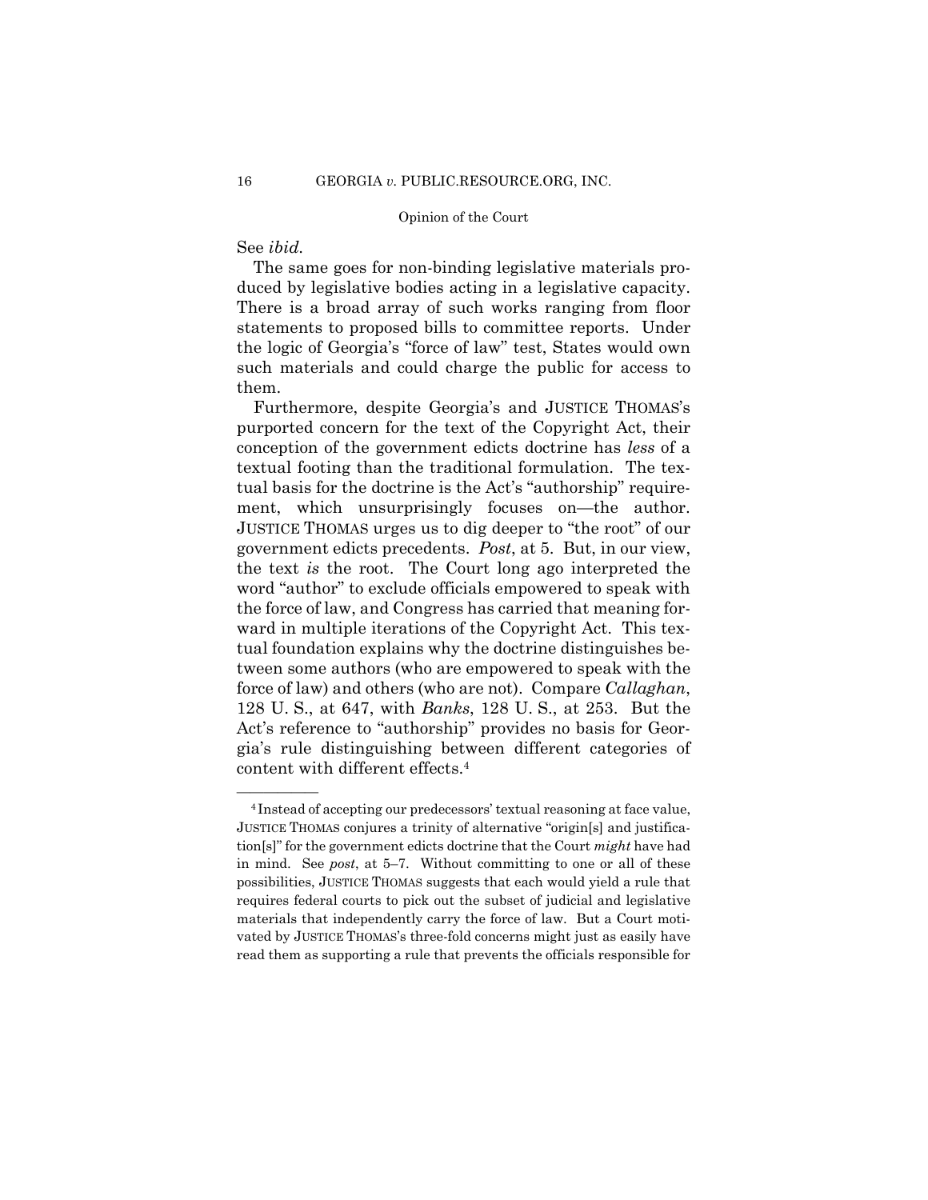See *ibid.*

The same goes for non-binding legislative materials produced by legislative bodies acting in a legislative capacity. There is a broad array of such works ranging from floor statements to proposed bills to committee reports. Under the logic of Georgia's "force of law" test, States would own such materials and could charge the public for access to them.

Furthermore, despite Georgia's and JUSTICE THOMAS's purported concern for the text of the Copyright Act, their conception of the government edicts doctrine has *less* of a textual footing than the traditional formulation. The textual basis for the doctrine is the Act's "authorship" requirement, which unsurprisingly focuses on—the author. JUSTICE THOMAS urges us to dig deeper to "the root" of our government edicts precedents. *Post*, at 5. But, in our view, the text *is* the root. The Court long ago interpreted the word "author" to exclude officials empowered to speak with the force of law, and Congress has carried that meaning forward in multiple iterations of the Copyright Act. This textual foundation explains why the doctrine distinguishes between some authors (who are empowered to speak with the force of law) and others (who are not). Compare *Callaghan*, 128 U. S., at 647, with *Banks*, 128 U. S., at 253. But the Act's reference to "authorship" provides no basis for Georgia's rule distinguishing between different categories of content with different effects.[4]

---

[4] Instead of accepting our predecessors' textual reasoning at face value, JUSTICE THOMAS conjures a trinity of alternative "origin[s] and justification[s]" for the government edicts doctrine that the Court *might* have had in mind. See *post*, at 5–7. Without committing to one or all of these possibilities, JUSTICE THOMAS suggests that each would yield a rule that requires federal courts to pick out the subset of judicial and legislative materials that independently carry the force of law. But a Court motivated by JUSTICE THOMAS's three-fold concerns might just as easily have read them as supporting a rule that prevents the officials responsible for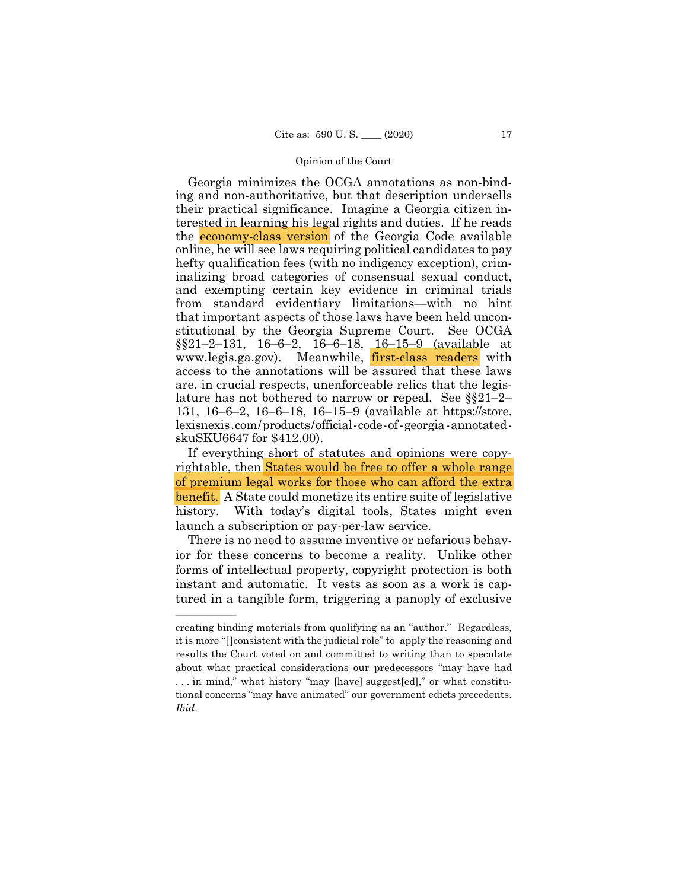Georgia minimizes the OCGA annotations as non-binding and non-authoritative, but that description undersells their practical significance. Imagine a Georgia citizen interested in learning his legal rights and duties. If he reads the economy-class version of the Georgia Code available online, he will see laws requiring political candidates to pay hefty qualification fees (with no indigency exception), criminalizing broad categories of consensual sexual conduct, and exempting certain key evidence in criminal trials from standard evidentiary limitations—with no hint that important aspects of those laws have been held unconstitutional by the Georgia Supreme Court. See OCGA §§21–2–131, 16–6–2, 16–6–18, 16–15–9 (available at www.legis.ga.gov). Meanwhile, first-class readers with access to the annotations will be assured that these laws are, in crucial respects, unenforceable relics that the legislature has not bothered to narrow or repeal. See §§21–2–131, 16–6–2, 16–6–18, 16–15–9 (available at https://store.lexisnexis.com/products/official-code-of-georgia-annotated-skuSKU6647 for $412.00).

If everything short of statutes and opinions were copyrightable, then States would be free to offer a whole range of premium legal works for those who can afford the extra benefit. A State could monetize its entire suite of legislative history. With today's digital tools, States might even launch a subscription or pay-per-law service.

There is no need to assume inventive or nefarious behavior for these concerns to become a reality. Unlike other forms of intellectual property, copyright protection is both instant and automatic. It vests as soon as a work is captured in a tangible form, triggering a panoply of exclusive

---

creating binding materials from qualifying as an "author." Regardless, it is more "[]consistent with the judicial role" to apply the reasoning and results the Court voted on and committed to writing than to speculate about what practical considerations our predecessors "may have had . . . in mind," what history "may [have] suggest[ed]," or what constitutional concerns "may have animated" our government edicts precedents. *Ibid.*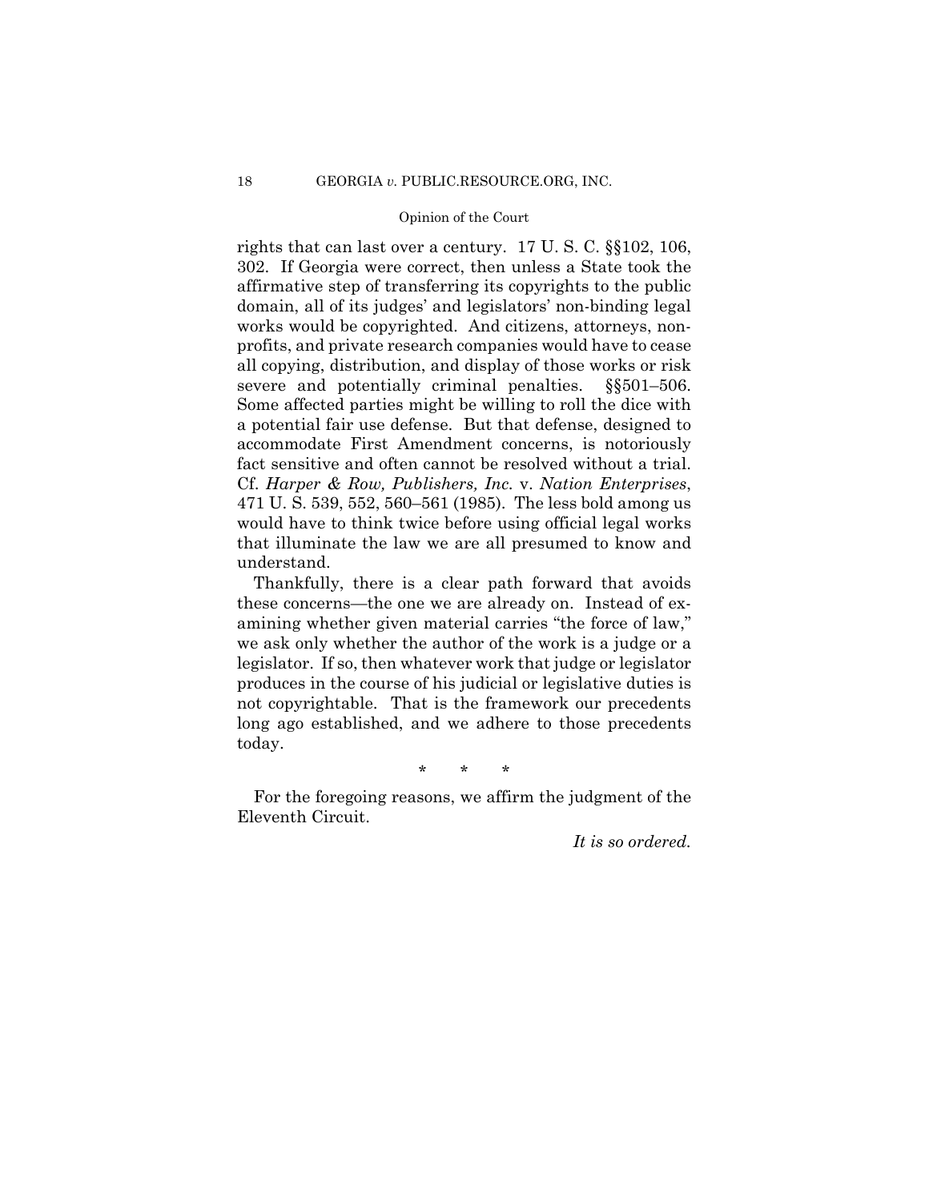rights that can last over a century. 17 U. S. C. §§102, 106, 302. If Georgia were correct, then unless a State took the affirmative step of transferring its copyrights to the public domain, all of its judges' and legislators' non-binding legal works would be copyrighted. And citizens, attorneys, nonprofits, and private research companies would have to cease all copying, distribution, and display of those works or risk severe and potentially criminal penalties. §§501–506. Some affected parties might be willing to roll the dice with a potential fair use defense. But that defense, designed to accommodate First Amendment concerns, is notoriously fact sensitive and often cannot be resolved without a trial. Cf. *Harper & Row, Publishers, Inc.* v. *Nation Enterprises*, 471 U. S. 539, 552, 560–561 (1985). The less bold among us would have to think twice before using official legal works that illuminate the law we are all presumed to know and understand.

Thankfully, there is a clear path forward that avoids these concerns—the one we are already on. Instead of examining whether given material carries "the force of law," we ask only whether the author of the work is a judge or a legislator. If so, then whatever work that judge or legislator produces in the course of his judicial or legislative duties is not copyrightable. That is the framework our precedents long ago established, and we adhere to those precedents today.

\* \* \*

For the foregoing reasons, we affirm the judgment of the Eleventh Circuit.

*It is so ordered.*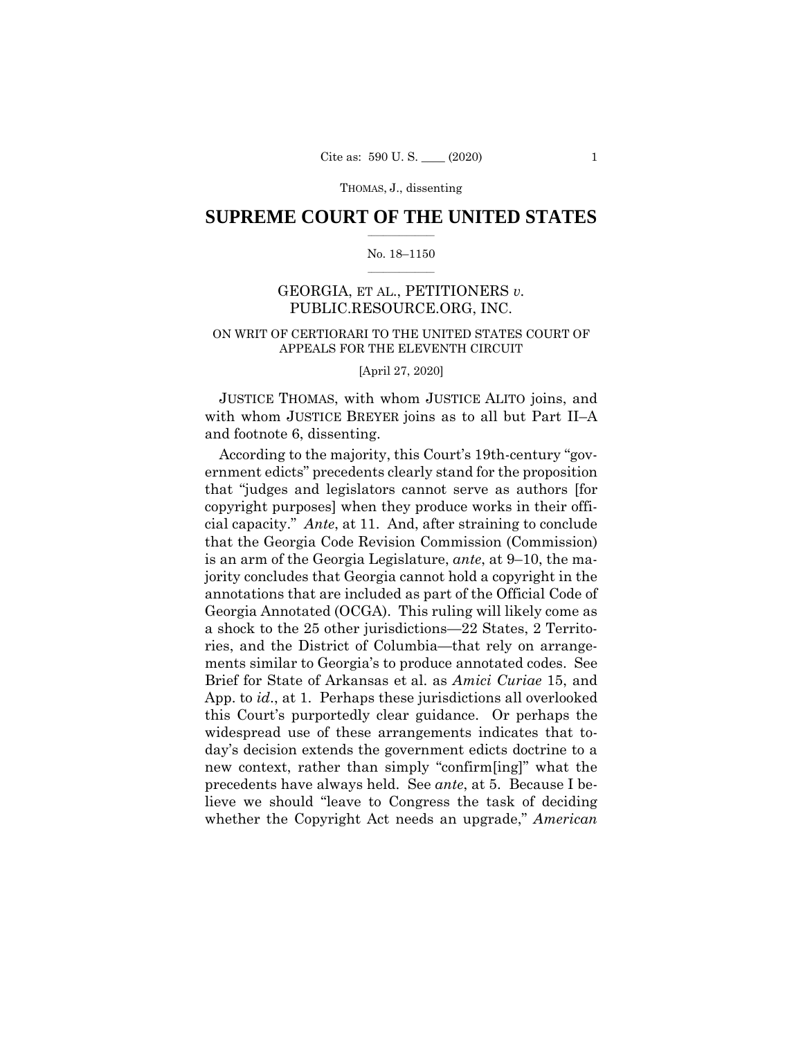# SUPREME COURT OF THE UNITED STATES

No. 18–1150

GEORGIA, ET AL., PETITIONERS *v.* PUBLIC.RESOURCE.ORG, INC.

ON WRIT OF CERTIORARI TO THE UNITED STATES COURT OF APPEALS FOR THE ELEVENTH CIRCUIT

[April 27, 2020]

JUSTICE THOMAS, with whom JUSTICE ALITO joins, and with whom JUSTICE BREYER joins as to all but Part II–A and footnote 6, dissenting.

According to the majority, this Court's 19th-century "government edicts" precedents clearly stand for the proposition that "judges and legislators cannot serve as authors [for copyright purposes] when they produce works in their official capacity." *Ante*, at 11. And, after straining to conclude that the Georgia Code Revision Commission (Commission) is an arm of the Georgia Legislature, *ante*, at 9–10, the majority concludes that Georgia cannot hold a copyright in the annotations that are included as part of the Official Code of Georgia Annotated (OCGA). This ruling will likely come as a shock to the 25 other jurisdictions—22 States, 2 Territories, and the District of Columbia—that rely on arrangements similar to Georgia's to produce annotated codes. See Brief for State of Arkansas et al. as *Amici Curiae* 15, and App. to *id*., at 1. Perhaps these jurisdictions all overlooked this Court's purportedly clear guidance. Or perhaps the widespread use of these arrangements indicates that today's decision extends the government edicts doctrine to a new context, rather than simply "confirm[ing]" what the precedents have always held. See *ante*, at 5. Because I believe we should "leave to Congress the task of deciding whether the Copyright Act needs an upgrade," *American*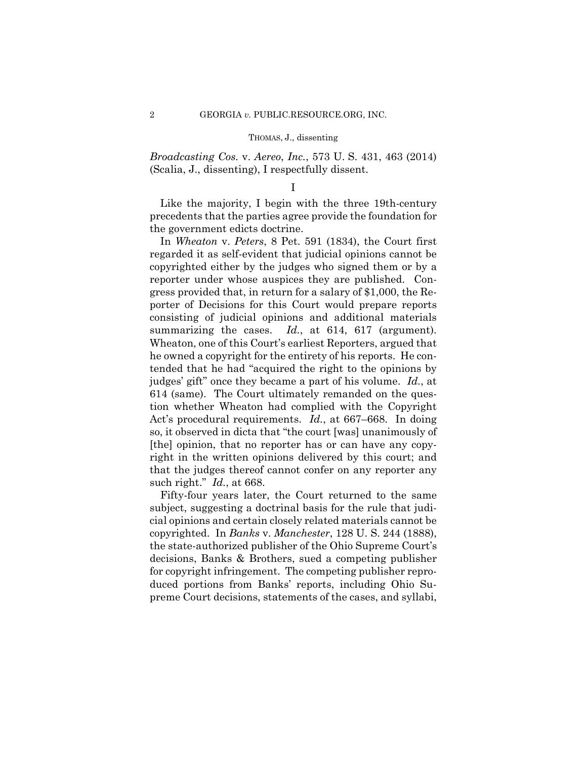*Broadcasting Cos.* v. *Aereo*, *Inc.*, 573 U. S. 431, 463 (2014) (Scalia, J., dissenting), I respectfully dissent.

I

Like the majority, I begin with the three 19th-century precedents that the parties agree provide the foundation for the government edicts doctrine.

In *Wheaton* v. *Peters*, 8 Pet. 591 (1834), the Court first regarded it as self-evident that judicial opinions cannot be copyrighted either by the judges who signed them or by a reporter under whose auspices they are published. Congress provided that, in return for a salary of $1,000, the Reporter of Decisions for this Court would prepare reports consisting of judicial opinions and additional materials summarizing the cases. *Id.*, at 614, 617 (argument). Wheaton, one of this Court's earliest Reporters, argued that he owned a copyright for the entirety of his reports. He contended that he had "acquired the right to the opinions by judges' gift" once they became a part of his volume. *Id.*, at 614 (same). The Court ultimately remanded on the question whether Wheaton had complied with the Copyright Act's procedural requirements. *Id.*, at 667–668. In doing so, it observed in dicta that "the court [was] unanimously of [the] opinion, that no reporter has or can have any copyright in the written opinions delivered by this court; and that the judges thereof cannot confer on any reporter any such right." *Id.*, at 668.

Fifty-four years later, the Court returned to the same subject, suggesting a doctrinal basis for the rule that judicial opinions and certain closely related materials cannot be copyrighted. In *Banks* v. *Manchester*, 128 U. S. 244 (1888), the state-authorized publisher of the Ohio Supreme Court's decisions, Banks & Brothers, sued a competing publisher for copyright infringement. The competing publisher reproduced portions from Banks' reports, including Ohio Supreme Court decisions, statements of the cases, and syllabi,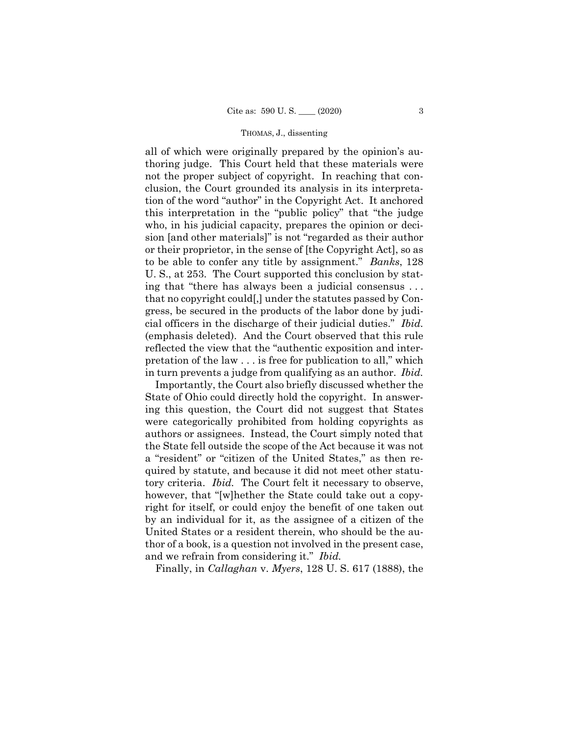all of which were originally prepared by the opinion's authoring judge. This Court held that these materials were not the proper subject of copyright. In reaching that conclusion, the Court grounded its analysis in its interpretation of the word "author" in the Copyright Act. It anchored this interpretation in the "public policy" that "the judge who, in his judicial capacity, prepares the opinion or decision [and other materials]" is not "regarded as their author or their proprietor, in the sense of [the Copyright Act], so as to be able to confer any title by assignment." *Banks*, 128 U. S., at 253. The Court supported this conclusion by stating that "there has always been a judicial consensus . . . that no copyright could[,] under the statutes passed by Congress, be secured in the products of the labor done by judicial officers in the discharge of their judicial duties." *Ibid.* (emphasis deleted). And the Court observed that this rule reflected the view that the "authentic exposition and interpretation of the law . . . is free for publication to all," which in turn prevents a judge from qualifying as an author. *Ibid.*

Importantly, the Court also briefly discussed whether the State of Ohio could directly hold the copyright. In answering this question, the Court did not suggest that States were categorically prohibited from holding copyrights as authors or assignees. Instead, the Court simply noted that the State fell outside the scope of the Act because it was not a "resident" or "citizen of the United States," as then required by statute, and because it did not meet other statutory criteria. *Ibid.* The Court felt it necessary to observe, however, that "[w]hether the State could take out a copyright for itself, or could enjoy the benefit of one taken out by an individual for it, as the assignee of a citizen of the United States or a resident therein, who should be the author of a book, is a question not involved in the present case, and we refrain from considering it." *Ibid.*

Finally, in *Callaghan* v. *Myers*, 128 U. S. 617 (1888), the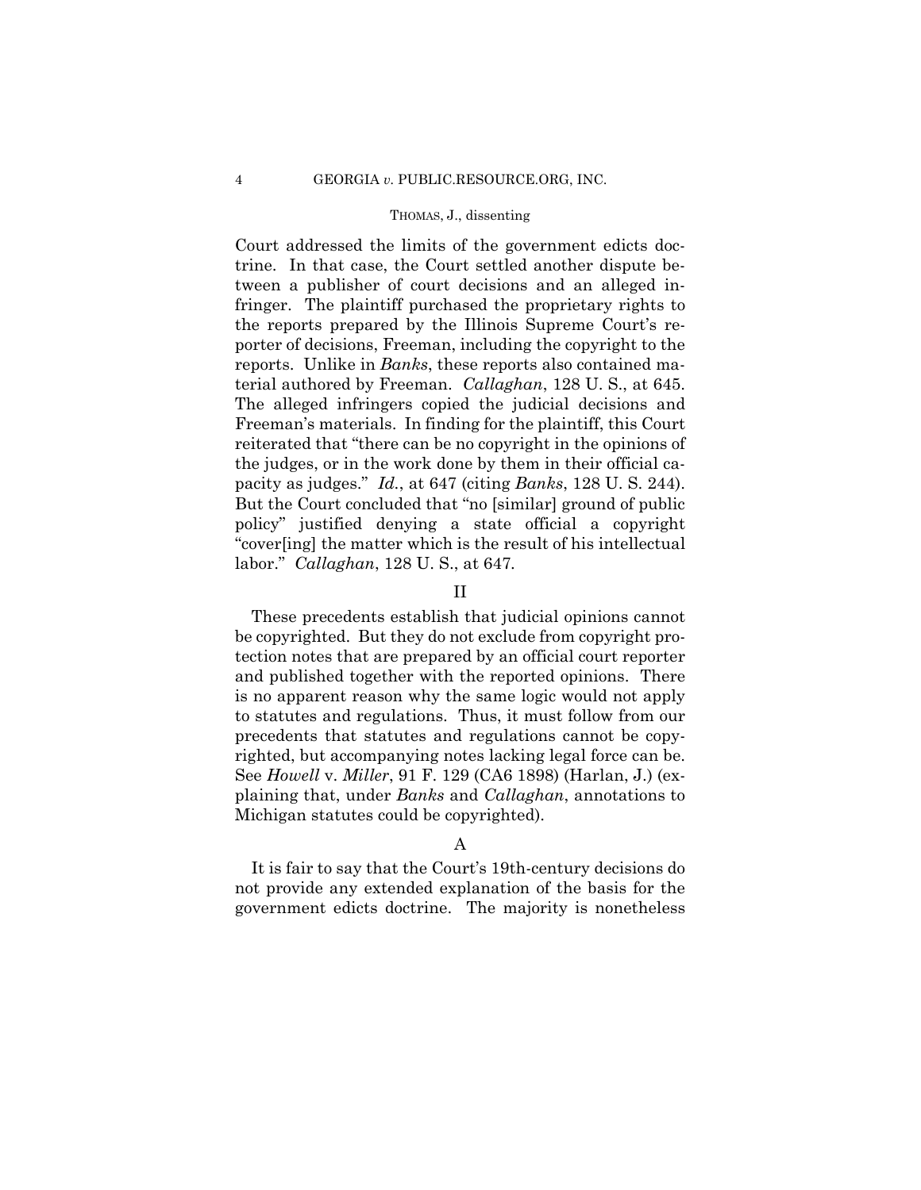Court addressed the limits of the government edicts doctrine. In that case, the Court settled another dispute between a publisher of court decisions and an alleged infringer. The plaintiff purchased the proprietary rights to the reports prepared by the Illinois Supreme Court's reporter of decisions, Freeman, including the copyright to the reports. Unlike in *Banks*, these reports also contained material authored by Freeman. *Callaghan*, 128 U. S., at 645. The alleged infringers copied the judicial decisions and Freeman's materials. In finding for the plaintiff, this Court reiterated that "there can be no copyright in the opinions of the judges, or in the work done by them in their official capacity as judges." *Id.*, at 647 (citing *Banks*, 128 U. S. 244). But the Court concluded that "no [similar] ground of public policy" justified denying a state official a copyright "cover[ing] the matter which is the result of his intellectual labor." *Callaghan*, 128 U. S., at 647.

## II

These precedents establish that judicial opinions cannot be copyrighted. But they do not exclude from copyright protection notes that are prepared by an official court reporter and published together with the reported opinions. There is no apparent reason why the same logic would not apply to statutes and regulations. Thus, it must follow from our precedents that statutes and regulations cannot be copyrighted, but accompanying notes lacking legal force can be. See *Howell* v. *Miller*, 91 F. 129 (CA6 1898) (Harlan, J.) (explaining that, under *Banks* and *Callaghan*, annotations to Michigan statutes could be copyrighted).

### A

It is fair to say that the Court's 19th-century decisions do not provide any extended explanation of the basis for the government edicts doctrine. The majority is nonetheless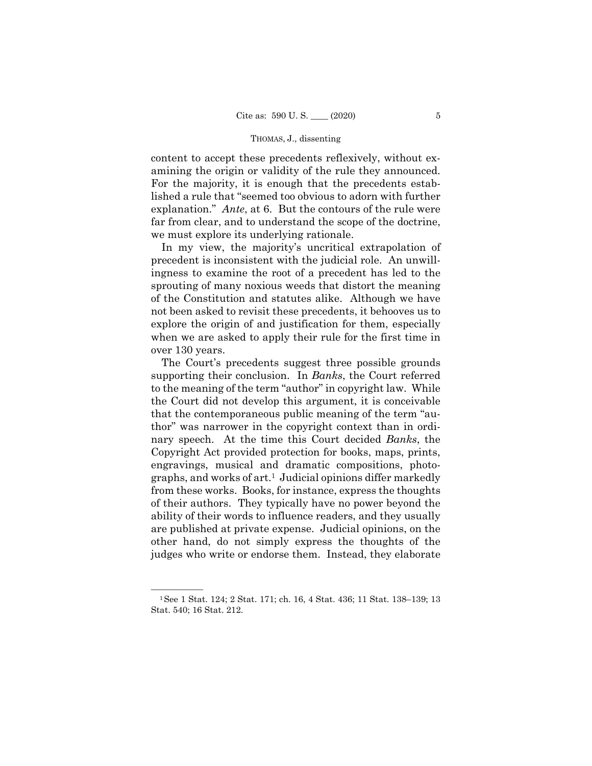content to accept these precedents reflexively, without examining the origin or validity of the rule they announced. For the majority, it is enough that the precedents established a rule that "seemed too obvious to adorn with further explanation." *Ante*, at 6. But the contours of the rule were far from clear, and to understand the scope of the doctrine, we must explore its underlying rationale.

In my view, the majority's uncritical extrapolation of precedent is inconsistent with the judicial role. An unwillingness to examine the root of a precedent has led to the sprouting of many noxious weeds that distort the meaning of the Constitution and statutes alike. Although we have not been asked to revisit these precedents, it behooves us to explore the origin of and justification for them, especially when we are asked to apply their rule for the first time in over 130 years.

The Court's precedents suggest three possible grounds supporting their conclusion. In *Banks*, the Court referred to the meaning of the term "author" in copyright law. While the Court did not develop this argument, it is conceivable that the contemporaneous public meaning of the term "author" was narrower in the copyright context than in ordinary speech. At the time this Court decided *Banks*, the Copyright Act provided protection for books, maps, prints, engravings, musical and dramatic compositions, photographs, and works of art.[1] Judicial opinions differ markedly from these works. Books, for instance, express the thoughts of their authors. They typically have no power beyond the ability of their words to influence readers, and they usually are published at private expense. Judicial opinions, on the other hand, do not simply express the thoughts of the judges who write or endorse them. Instead, they elaborate

---

[1] See 1 Stat. 124; 2 Stat. 171; ch. 16, 4 Stat. 436; 11 Stat. 138–139; 13 Stat. 540; 16 Stat. 212.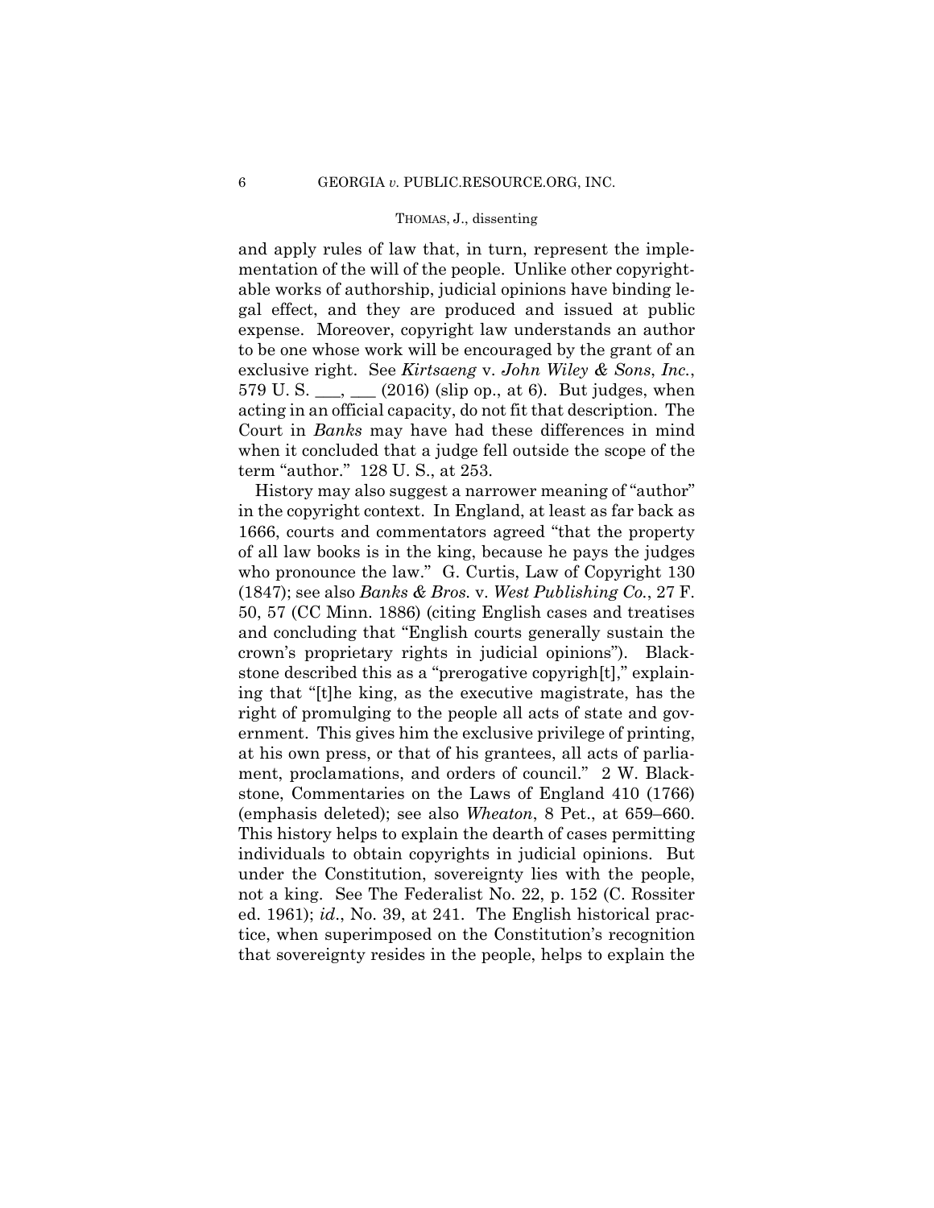and apply rules of law that, in turn, represent the implementation of the will of the people. Unlike other copyrightable works of authorship, judicial opinions have binding legal effect, and they are produced and issued at public expense. Moreover, copyright law understands an author to be one whose work will be encouraged by the grant of an exclusive right. See *Kirtsaeng* v. *John Wiley & Sons*, *Inc.*, 579 U. S. \_\_\_, \_\_\_ (2016) (slip op., at 6). But judges, when acting in an official capacity, do not fit that description. The Court in *Banks* may have had these differences in mind when it concluded that a judge fell outside the scope of the term "author." 128 U. S., at 253.

History may also suggest a narrower meaning of "author" in the copyright context. In England, at least as far back as 1666, courts and commentators agreed "that the property of all law books is in the king, because he pays the judges who pronounce the law." G. Curtis, Law of Copyright 130 (1847); see also *Banks & Bros.* v. *West Publishing Co.*, 27 F. 50, 57 (CC Minn. 1886) (citing English cases and treatises and concluding that "English courts generally sustain the crown's proprietary rights in judicial opinions"). Blackstone described this as a "prerogative copyrigh[t]," explaining that "[t]he king, as the executive magistrate, has the right of promulging to the people all acts of state and government. This gives him the exclusive privilege of printing, at his own press, or that of his grantees, all acts of parliament, proclamations, and orders of council." 2 W. Blackstone, Commentaries on the Laws of England 410 (1766) (emphasis deleted); see also *Wheaton*, 8 Pet., at 659–660. This history helps to explain the dearth of cases permitting individuals to obtain copyrights in judicial opinions. But under the Constitution, sovereignty lies with the people, not a king. See The Federalist No. 22, p. 152 (C. Rossiter ed. 1961); *id*., No. 39, at 241. The English historical practice, when superimposed on the Constitution's recognition that sovereignty resides in the people, helps to explain the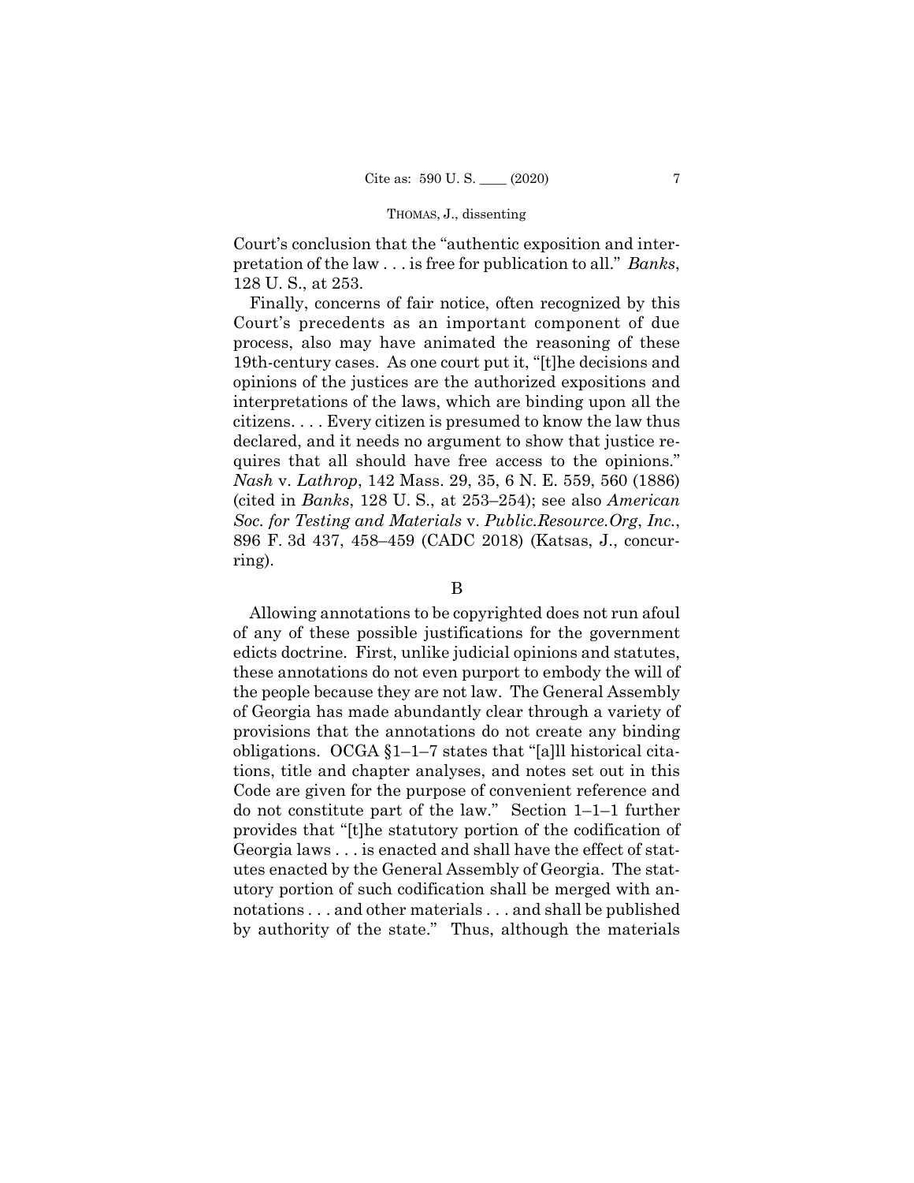Court's conclusion that the "authentic exposition and interpretation of the law . . . is free for publication to all." *Banks*, 128 U. S., at 253.

Finally, concerns of fair notice, often recognized by this Court's precedents as an important component of due process, also may have animated the reasoning of these 19th-century cases. As one court put it, "[t]he decisions and opinions of the justices are the authorized expositions and interpretations of the laws, which are binding upon all the citizens. . . . Every citizen is presumed to know the law thus declared, and it needs no argument to show that justice requires that all should have free access to the opinions." *Nash* v. *Lathrop*, 142 Mass. 29, 35, 6 N. E. 559, 560 (1886) (cited in *Banks*, 128 U. S., at 253–254); see also *American Soc. for Testing and Materials* v. *Public.Resource.Org*, *Inc.*, 896 F. 3d 437, 458–459 (CADC 2018) (Katsas, J., concurring).

B

Allowing annotations to be copyrighted does not run afoul of any of these possible justifications for the government edicts doctrine. First, unlike judicial opinions and statutes, these annotations do not even purport to embody the will of the people because they are not law. The General Assembly of Georgia has made abundantly clear through a variety of provisions that the annotations do not create any binding obligations. OCGA §1–1–7 states that "[a]ll historical citations, title and chapter analyses, and notes set out in this Code are given for the purpose of convenient reference and do not constitute part of the law." Section 1–1–1 further provides that "[t]he statutory portion of the codification of Georgia laws . . . is enacted and shall have the effect of statutes enacted by the General Assembly of Georgia. The statutory portion of such codification shall be merged with annotations . . . and other materials . . . and shall be published by authority of the state." Thus, although the materials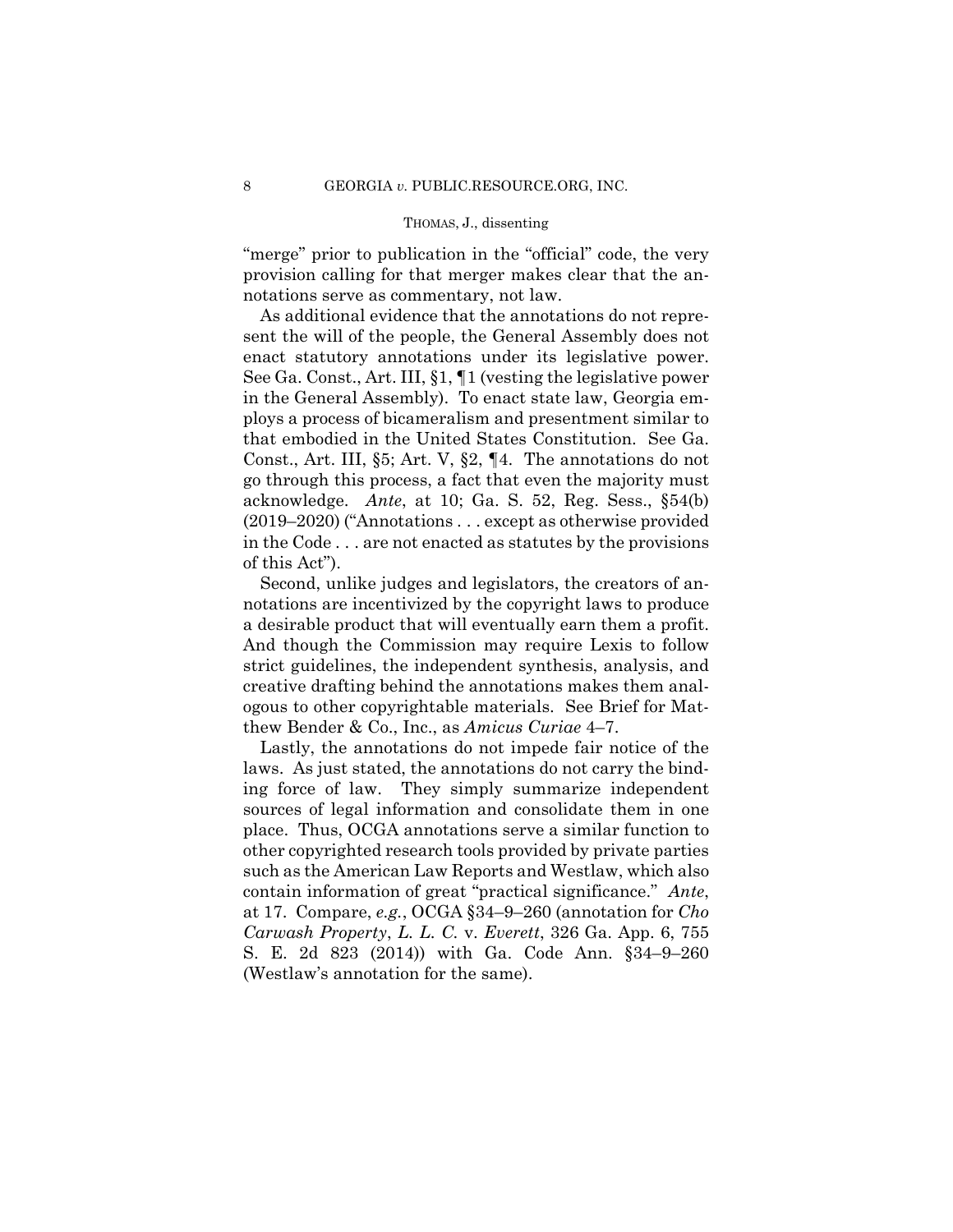"merge" prior to publication in the "official" code, the very provision calling for that merger makes clear that the annotations serve as commentary, not law.

As additional evidence that the annotations do not represent the will of the people, the General Assembly does not enact statutory annotations under its legislative power. See Ga. Const., Art. III, §1, ¶1 (vesting the legislative power in the General Assembly). To enact state law, Georgia employs a process of bicameralism and presentment similar to that embodied in the United States Constitution. See Ga. Const., Art. III, §5; Art. V, §2, ¶4. The annotations do not go through this process, a fact that even the majority must acknowledge. *Ante*, at 10; Ga. S. 52, Reg. Sess., §54(b) (2019–2020) ("Annotations . . . except as otherwise provided in the Code . . . are not enacted as statutes by the provisions of this Act").

Second, unlike judges and legislators, the creators of annotations are incentivized by the copyright laws to produce a desirable product that will eventually earn them a profit. And though the Commission may require Lexis to follow strict guidelines, the independent synthesis, analysis, and creative drafting behind the annotations makes them analogous to other copyrightable materials. See Brief for Matthew Bender & Co., Inc., as *Amicus Curiae* 4–7.

Lastly, the annotations do not impede fair notice of the laws. As just stated, the annotations do not carry the binding force of law. They simply summarize independent sources of legal information and consolidate them in one place. Thus, OCGA annotations serve a similar function to other copyrighted research tools provided by private parties such as the American Law Reports and Westlaw, which also contain information of great "practical significance." *Ante*, at 17. Compare, *e.g.*, OCGA §34–9–260 (annotation for *Cho Carwash Property*, *L. L. C.* v. *Everett*, 326 Ga. App. 6, 755 S. E. 2d 823 (2014)) with Ga. Code Ann. §34–9–260 (Westlaw's annotation for the same).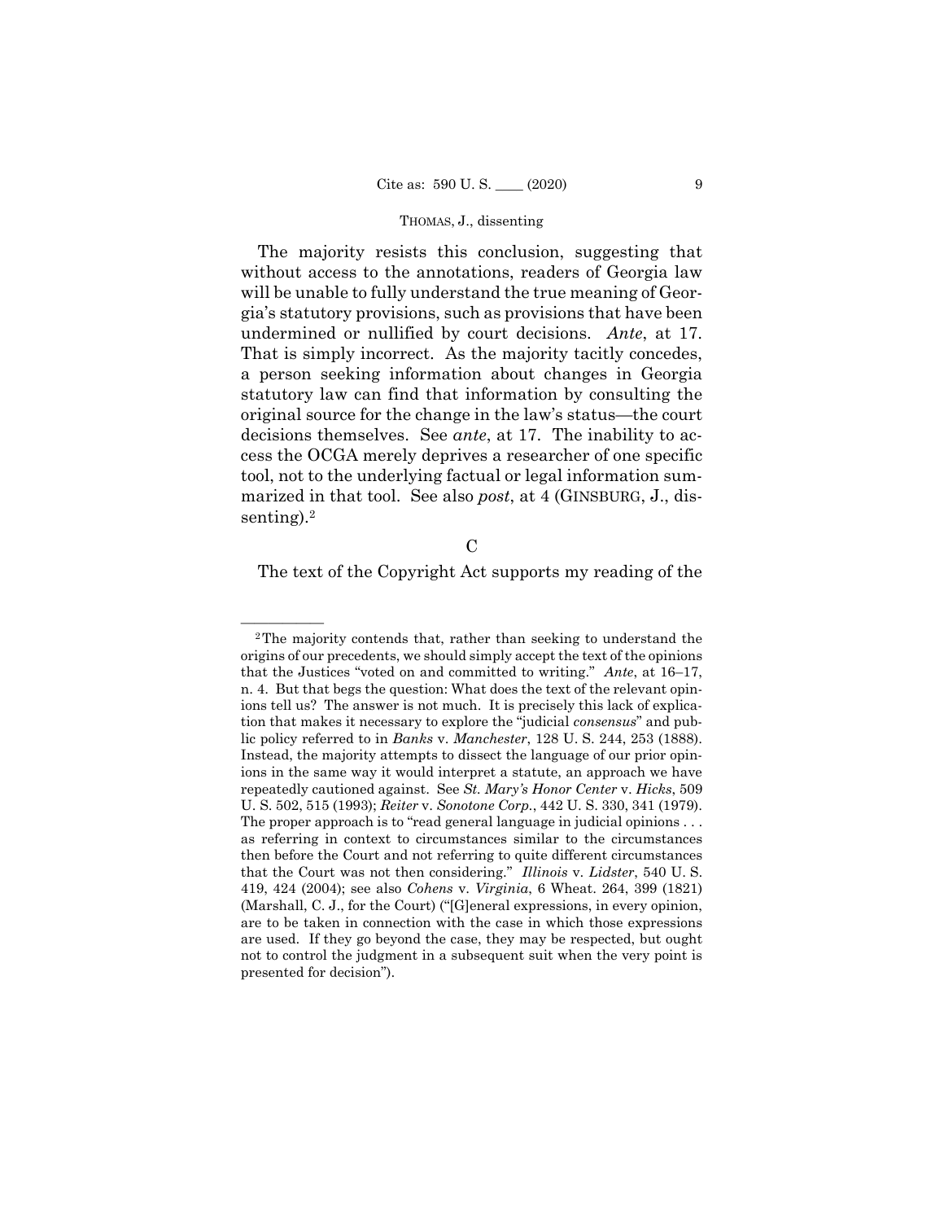The majority resists this conclusion, suggesting that without access to the annotations, readers of Georgia law will be unable to fully understand the true meaning of Georgia's statutory provisions, such as provisions that have been undermined or nullified by court decisions. *Ante*, at 17. That is simply incorrect. As the majority tacitly concedes, a person seeking information about changes in Georgia statutory law can find that information by consulting the original source for the change in the law's status—the court decisions themselves. See *ante*, at 17. The inability to access the OCGA merely deprives a researcher of one specific tool, not to the underlying factual or legal information summarized in that tool. See also *post*, at 4 (GINSBURG, J., dissenting).[2]

C

The text of the Copyright Act supports my reading of the

---

[2] The majority contends that, rather than seeking to understand the origins of our precedents, we should simply accept the text of the opinions that the Justices "voted on and committed to writing." *Ante*, at 16–17, n. 4. But that begs the question: What does the text of the relevant opinions tell us? The answer is not much. It is precisely this lack of explication that makes it necessary to explore the "judicial *consensus*" and public policy referred to in *Banks* v. *Manchester*, 128 U. S. 244, 253 (1888). Instead, the majority attempts to dissect the language of our prior opinions in the same way it would interpret a statute, an approach we have repeatedly cautioned against. See *St. Mary's Honor Center* v. *Hicks*, 509 U. S. 502, 515 (1993); *Reiter* v. *Sonotone Corp.*, 442 U. S. 330, 341 (1979). The proper approach is to "read general language in judicial opinions . . . as referring in context to circumstances similar to the circumstances then before the Court and not referring to quite different circumstances that the Court was not then considering." *Illinois* v. *Lidster*, 540 U. S. 419, 424 (2004); see also *Cohens* v. *Virginia*, 6 Wheat. 264, 399 (1821) (Marshall, C. J., for the Court) ("[G]eneral expressions, in every opinion, are to be taken in connection with the case in which those expressions are used. If they go beyond the case, they may be respected, but ought not to control the judgment in a subsequent suit when the very point is presented for decision").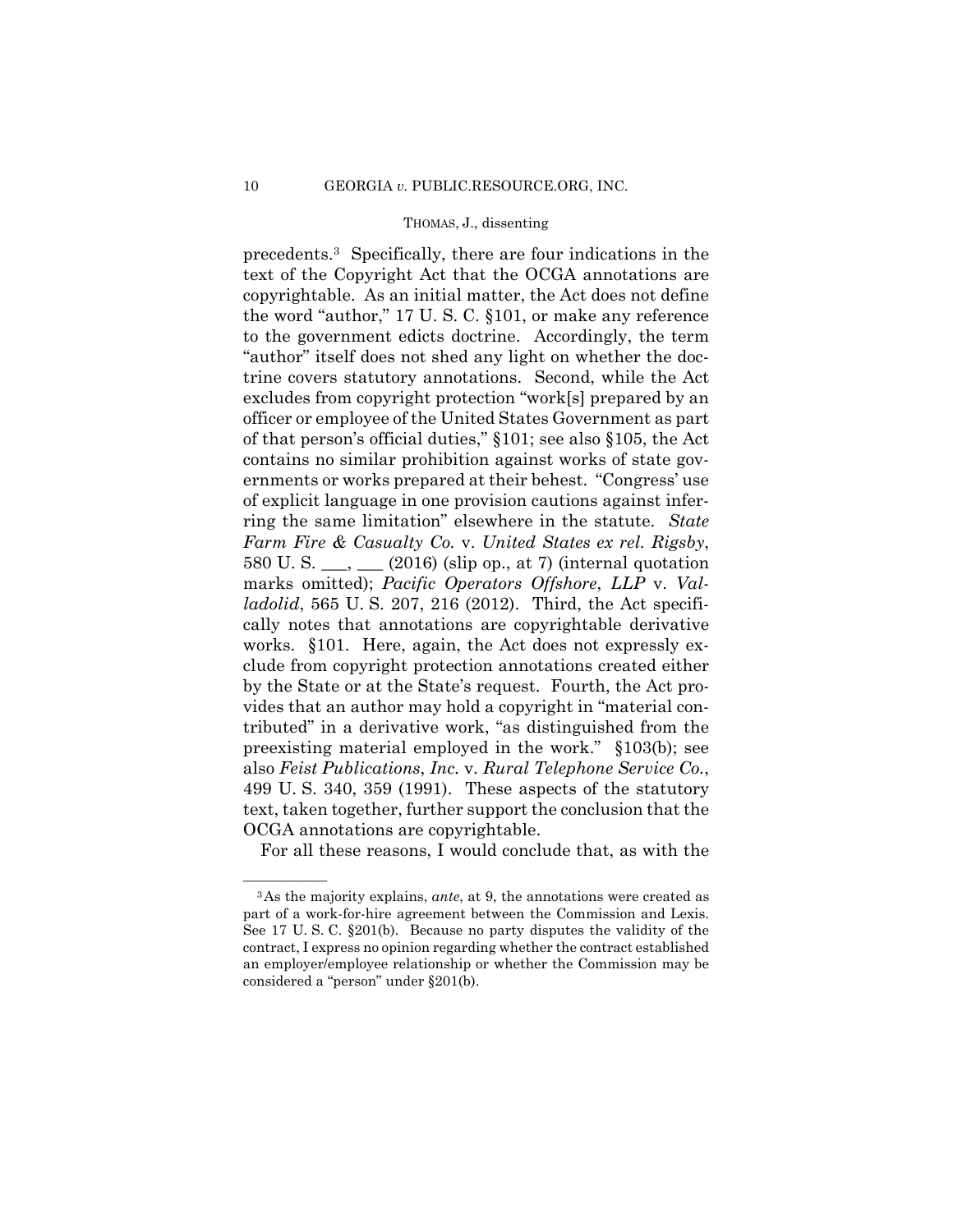precedents.[3] Specifically, there are four indications in the text of the Copyright Act that the OCGA annotations are copyrightable. As an initial matter, the Act does not define the word "author," 17 U. S. C. §101, or make any reference to the government edicts doctrine. Accordingly, the term "author" itself does not shed any light on whether the doctrine covers statutory annotations. Second, while the Act excludes from copyright protection "work[s] prepared by an officer or employee of the United States Government as part of that person's official duties," §101; see also §105, the Act contains no similar prohibition against works of state governments or works prepared at their behest. "Congress' use of explicit language in one provision cautions against inferring the same limitation" elsewhere in the statute. *State Farm Fire & Casualty Co.* v. *United States ex rel. Rigsby*, 580 U. S. ___, ___ (2016) (slip op., at 7) (internal quotation marks omitted); *Pacific Operators Offshore*, *LLP* v. *Valladolid*, 565 U. S. 207, 216 (2012). Third, the Act specifically notes that annotations are copyrightable derivative works. §101. Here, again, the Act does not expressly exclude from copyright protection annotations created either by the State or at the State's request. Fourth, the Act provides that an author may hold a copyright in "material contributed" in a derivative work, "as distinguished from the preexisting material employed in the work." §103(b); see also *Feist Publications*, *Inc.* v. *Rural Telephone Service Co.*, 499 U. S. 340, 359 (1991). These aspects of the statutory text, taken together, further support the conclusion that the OCGA annotations are copyrightable.

For all these reasons, I would conclude that, as with the

---

[3] As the majority explains, *ante*, at 9, the annotations were created as part of a work-for-hire agreement between the Commission and Lexis. See 17 U. S. C. §201(b). Because no party disputes the validity of the contract, I express no opinion regarding whether the contract established an employer/employee relationship or whether the Commission may be considered a "person" under §201(b).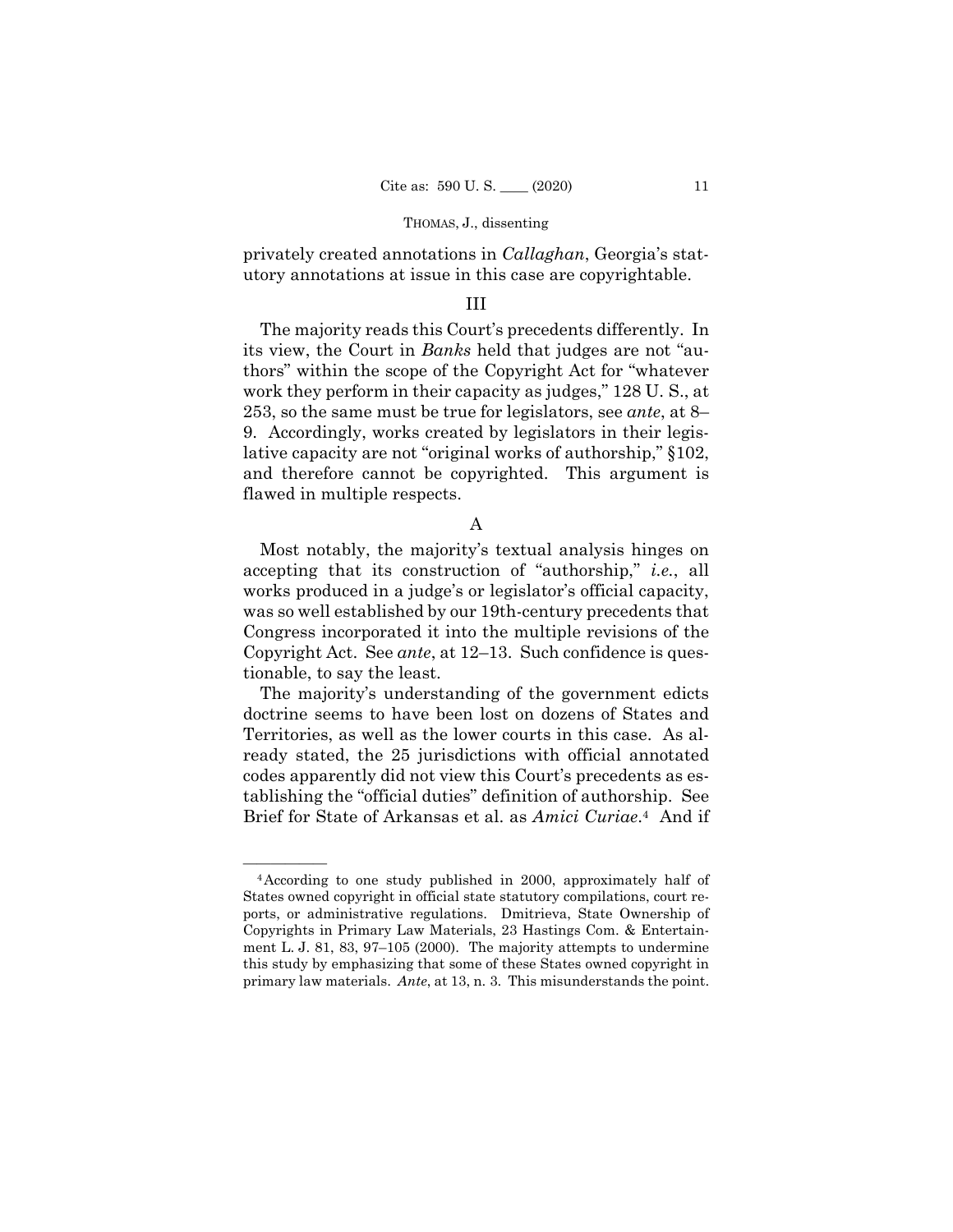privately created annotations in *Callaghan*, Georgia's statutory annotations at issue in this case are copyrightable.

## III

The majority reads this Court's precedents differently. In its view, the Court in *Banks* held that judges are not "authors" within the scope of the Copyright Act for "whatever work they perform in their capacity as judges," 128 U. S., at 253, so the same must be true for legislators, see *ante*, at 8–9. Accordingly, works created by legislators in their legislative capacity are not "original works of authorship," §102, and therefore cannot be copyrighted. This argument is flawed in multiple respects.

### A

Most notably, the majority's textual analysis hinges on accepting that its construction of "authorship," *i.e.*, all works produced in a judge's or legislator's official capacity, was so well established by our 19th-century precedents that Congress incorporated it into the multiple revisions of the Copyright Act. See *ante*, at 12–13. Such confidence is questionable, to say the least.

The majority's understanding of the government edicts doctrine seems to have been lost on dozens of States and Territories, as well as the lower courts in this case. As already stated, the 25 jurisdictions with official annotated codes apparently did not view this Court's precedents as establishing the "official duties" definition of authorship. See Brief for State of Arkansas et al. as *Amici Curiae*.[4] And if

---

[4] According to one study published in 2000, approximately half of States owned copyright in official state statutory compilations, court reports, or administrative regulations. Dmitrieva, State Ownership of Copyrights in Primary Law Materials, 23 Hastings Com. & Entertainment L. J. 81, 83, 97–105 (2000). The majority attempts to undermine this study by emphasizing that some of these States owned copyright in primary law materials. *Ante*, at 13, n. 3. This misunderstands the point.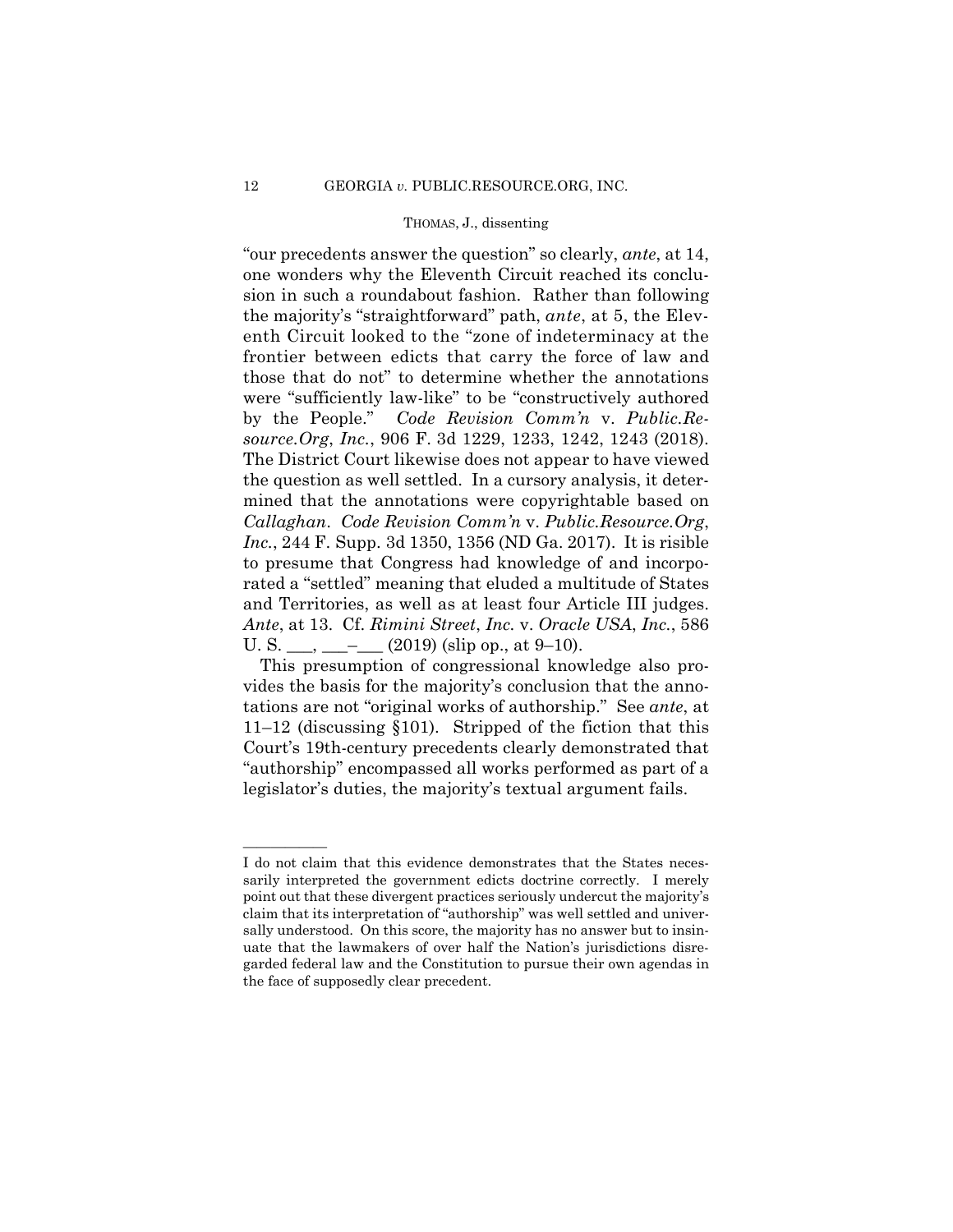"our precedents answer the question" so clearly, *ante*, at 14, one wonders why the Eleventh Circuit reached its conclusion in such a roundabout fashion. Rather than following the majority's "straightforward" path, *ante*, at 5, the Eleventh Circuit looked to the "zone of indeterminacy at the frontier between edicts that carry the force of law and those that do not" to determine whether the annotations were "sufficiently law-like" to be "constructively authored by the People." *Code Revision Comm'n* v. *Public.Resource.Org*, *Inc.*, 906 F. 3d 1229, 1233, 1242, 1243 (2018). The District Court likewise does not appear to have viewed the question as well settled. In a cursory analysis, it determined that the annotations were copyrightable based on *Callaghan*. *Code Revision Comm'n* v. *Public.Resource.Org*, *Inc.*, 244 F. Supp. 3d 1350, 1356 (ND Ga. 2017). It is risible to presume that Congress had knowledge of and incorporated a "settled" meaning that eluded a multitude of States and Territories, as well as at least four Article III judges. *Ante*, at 13. Cf. *Rimini Street*, *Inc.* v. *Oracle USA*, *Inc.*, 586 U. S. ___, ___–___ (2019) (slip op., at 9–10).

This presumption of congressional knowledge also provides the basis for the majority's conclusion that the annotations are not "original works of authorship." See *ante*, at 11–12 (discussing §101). Stripped of the fiction that this Court's 19th-century precedents clearly demonstrated that "authorship" encompassed all works performed as part of a legislator's duties, the majority's textual argument fails.

---

I do not claim that this evidence demonstrates that the States necessarily interpreted the government edicts doctrine correctly. I merely point out that these divergent practices seriously undercut the majority's claim that its interpretation of "authorship" was well settled and universally understood. On this score, the majority has no answer but to insinuate that the lawmakers of over half the Nation's jurisdictions disregarded federal law and the Constitution to pursue their own agendas in the face of supposedly clear precedent.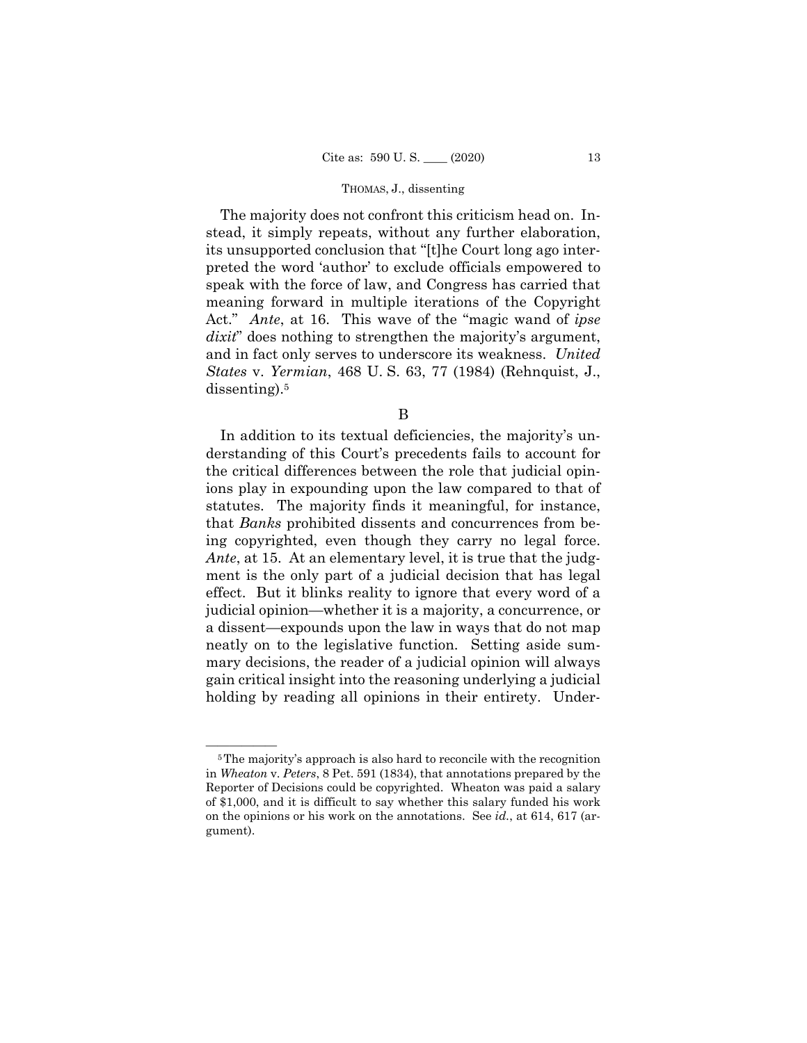The majority does not confront this criticism head on. Instead, it simply repeats, without any further elaboration, its unsupported conclusion that "[t]he Court long ago interpreted the word 'author' to exclude officials empowered to speak with the force of law, and Congress has carried that meaning forward in multiple iterations of the Copyright Act." *Ante*, at 16. This wave of the "magic wand of *ipse dixit*" does nothing to strengthen the majority's argument, and in fact only serves to underscore its weakness. *United States* v. *Yermian*, 468 U. S. 63, 77 (1984) (Rehnquist, J., dissenting).[5]

B

In addition to its textual deficiencies, the majority's understanding of this Court's precedents fails to account for the critical differences between the role that judicial opinions play in expounding upon the law compared to that of statutes. The majority finds it meaningful, for instance, that *Banks* prohibited dissents and concurrences from being copyrighted, even though they carry no legal force. *Ante*, at 15. At an elementary level, it is true that the judgment is the only part of a judicial decision that has legal effect. But it blinks reality to ignore that every word of a judicial opinion—whether it is a majority, a concurrence, or a dissent—expounds upon the law in ways that do not map neatly on to the legislative function. Setting aside summary decisions, the reader of a judicial opinion will always gain critical insight into the reasoning underlying a judicial holding by reading all opinions in their entirety. Under-

---

[5] The majority's approach is also hard to reconcile with the recognition in *Wheaton* v. *Peters*, 8 Pet. 591 (1834), that annotations prepared by the Reporter of Decisions could be copyrighted. Wheaton was paid a salary of $1,000, and it is difficult to say whether this salary funded his work on the opinions or his work on the annotations. See *id.*, at 614, 617 (argument).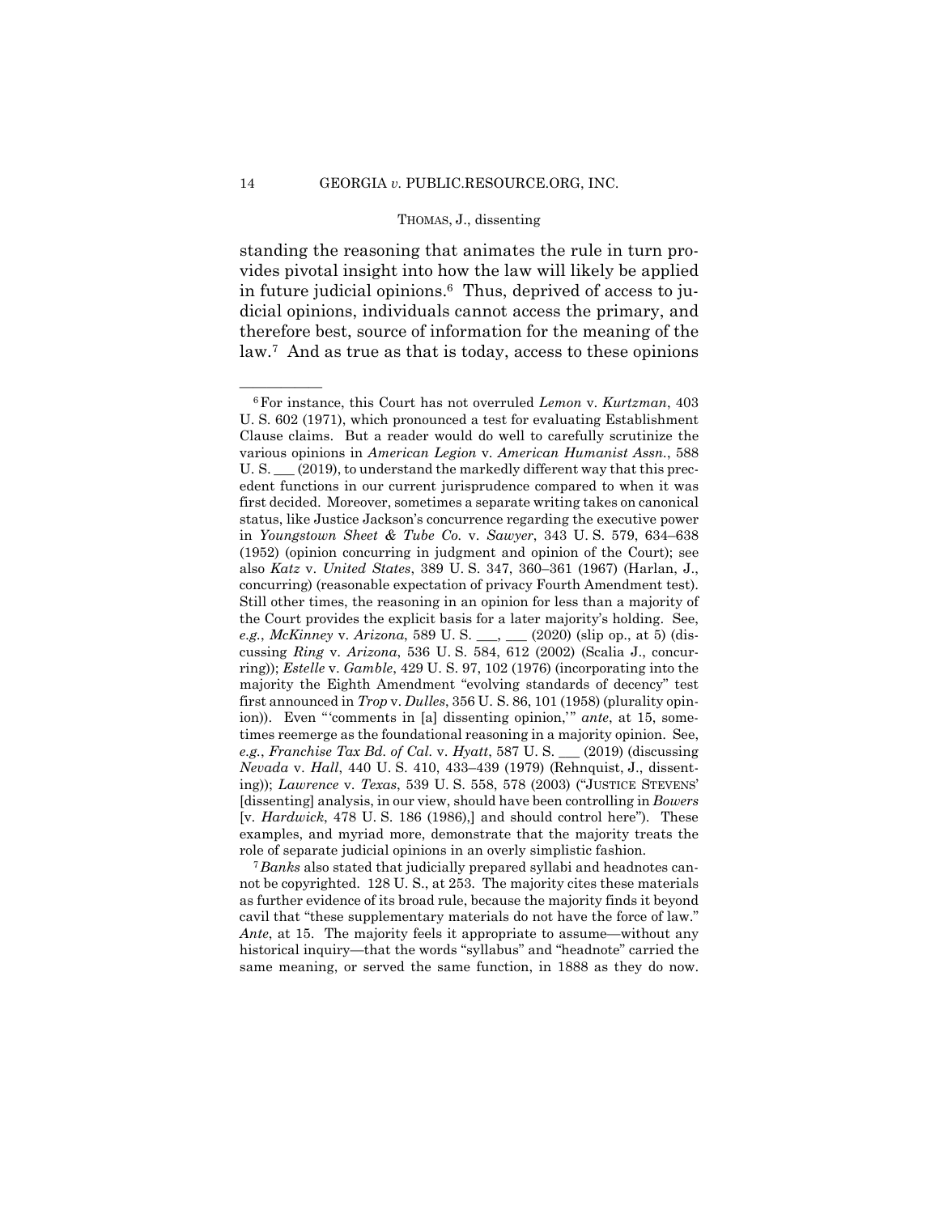standing the reasoning that animates the rule in turn provides pivotal insight into how the law will likely be applied in future judicial opinions.[6] Thus, deprived of access to judicial opinions, individuals cannot access the primary, and therefore best, source of information for the meaning of the law.[7] And as true as that is today, access to these opinions

---

[6] For instance, this Court has not overruled *Lemon* v. *Kurtzman*, 403 U. S. 602 (1971), which pronounced a test for evaluating Establishment Clause claims. But a reader would do well to carefully scrutinize the various opinions in *American Legion* v. *American Humanist Assn.*, 588 U. S. ___ (2019), to understand the markedly different way that this precedent functions in our current jurisprudence compared to when it was first decided. Moreover, sometimes a separate writing takes on canonical status, like Justice Jackson's concurrence regarding the executive power in *Youngstown Sheet & Tube Co.* v. *Sawyer*, 343 U. S. 579, 634–638 (1952) (opinion concurring in judgment and opinion of the Court); see also *Katz* v. *United States*, 389 U. S. 347, 360–361 (1967) (Harlan, J., concurring) (reasonable expectation of privacy Fourth Amendment test). Still other times, the reasoning in an opinion for less than a majority of the Court provides the explicit basis for a later majority's holding. See, *e.g.*, *McKinney* v. *Arizona*, 589 U. S. ___, ___ (2020) (slip op., at 5) (discussing *Ring* v. *Arizona*, 536 U. S. 584, 612 (2002) (Scalia J., concurring)); *Estelle* v. *Gamble*, 429 U. S. 97, 102 (1976) (incorporating into the majority the Eighth Amendment "evolving standards of decency" test first announced in *Trop* v. *Dulles*, 356 U. S. 86, 101 (1958) (plurality opinion)). Even "'comments in [a] dissenting opinion,'" *ante*, at 15, sometimes reemerge as the foundational reasoning in a majority opinion. See, *e.g.*, *Franchise Tax Bd. of Cal.* v. *Hyatt*, 587 U. S. ___ (2019) (discussing *Nevada* v. *Hall*, 440 U. S. 410, 433–439 (1979) (Rehnquist, J., dissenting)); *Lawrence* v. *Texas*, 539 U. S. 558, 578 (2003) ("JUSTICE STEVENS' [dissenting] analysis, in our view, should have been controlling in *Bowers* [v. *Hardwick*, 478 U. S. 186 (1986),] and should control here"). These examples, and myriad more, demonstrate that the majority treats the role of separate judicial opinions in an overly simplistic fashion.

[7] *Banks* also stated that judicially prepared syllabi and headnotes cannot be copyrighted. 128 U. S., at 253. The majority cites these materials as further evidence of its broad rule, because the majority finds it beyond cavil that "these supplementary materials do not have the force of law." *Ante*, at 15. The majority feels it appropriate to assume—without any historical inquiry—that the words "syllabus" and "headnote" carried the same meaning, or served the same function, in 1888 as they do now.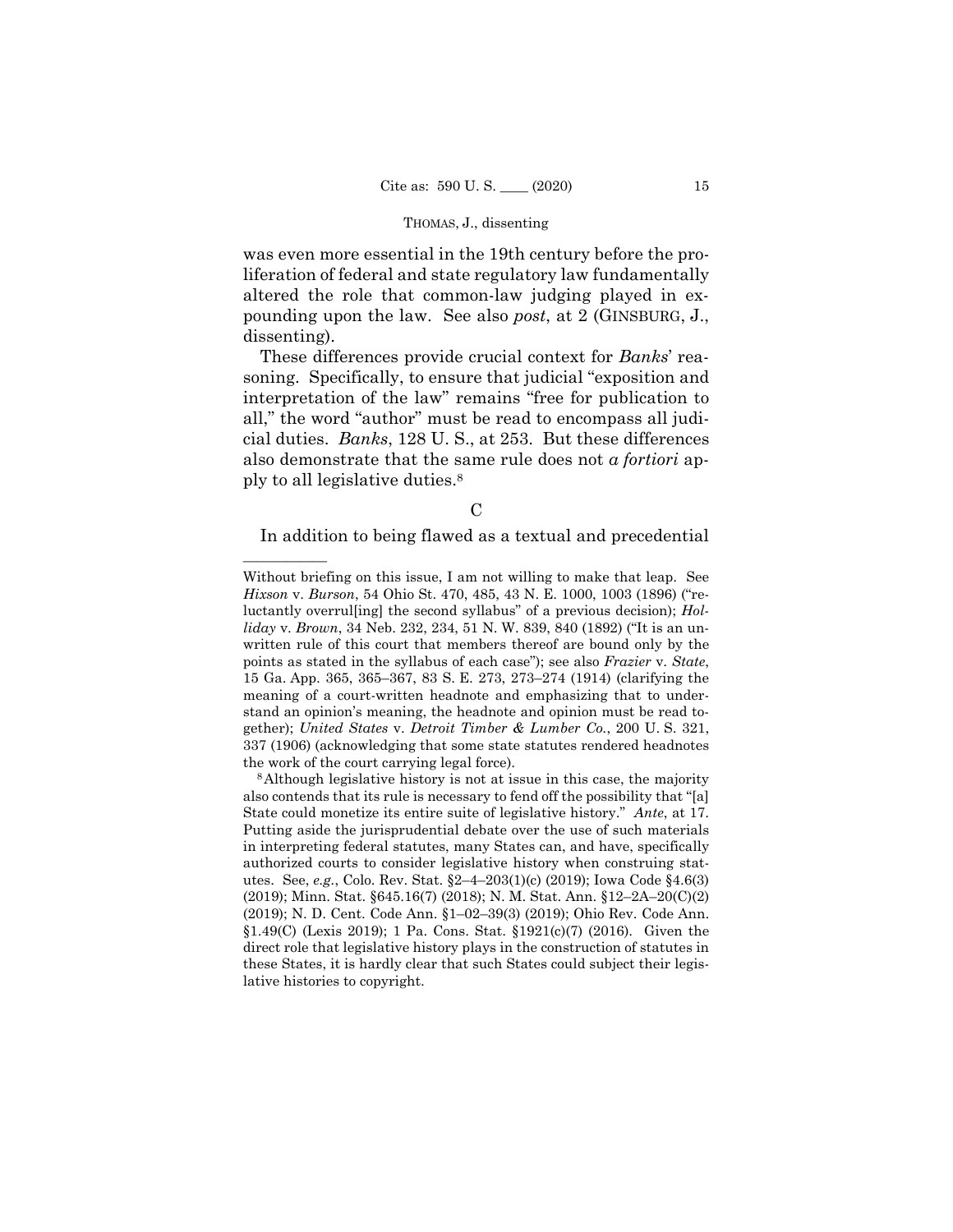was even more essential in the 19th century before the proliferation of federal and state regulatory law fundamentally altered the role that common-law judging played in expounding upon the law. See also *post*, at 2 (GINSBURG, J., dissenting).

These differences provide crucial context for *Banks*' reasoning. Specifically, to ensure that judicial "exposition and interpretation of the law" remains "free for publication to all," the word "author" must be read to encompass all judicial duties. *Banks*, 128 U. S., at 253. But these differences also demonstrate that the same rule does not *a fortiori* apply to all legislative duties.[8]

C

In addition to being flawed as a textual and precedential

---

Without briefing on this issue, I am not willing to make that leap. See *Hixson* v. *Burson*, 54 Ohio St. 470, 485, 43 N. E. 1000, 1003 (1896) ("reluctantly overrul[ing] the second syllabus" of a previous decision); *Holliday* v. *Brown*, 34 Neb. 232, 234, 51 N. W. 839, 840 (1892) ("It is an unwritten rule of this court that members thereof are bound only by the points as stated in the syllabus of each case"); see also *Frazier* v. *State*, 15 Ga. App. 365, 365–367, 83 S. E. 273, 273–274 (1914) (clarifying the meaning of a court-written headnote and emphasizing that to understand an opinion's meaning, the headnote and opinion must be read together); *United States* v. *Detroit Timber & Lumber Co.*, 200 U. S. 321, 337 (1906) (acknowledging that some state statutes rendered headnotes the work of the court carrying legal force).

[8] Although legislative history is not at issue in this case, the majority also contends that its rule is necessary to fend off the possibility that "[a] State could monetize its entire suite of legislative history." *Ante*, at 17. Putting aside the jurisprudential debate over the use of such materials in interpreting federal statutes, many States can, and have, specifically authorized courts to consider legislative history when construing statutes. See, *e.g.*, Colo. Rev. Stat. §2–4–203(1)(c) (2019); Iowa Code §4.6(3) (2019); Minn. Stat. §645.16(7) (2018); N. M. Stat. Ann. §12–2A–20(C)(2) (2019); N. D. Cent. Code Ann. §1–02–39(3) (2019); Ohio Rev. Code Ann. §1.49(C) (Lexis 2019); 1 Pa. Cons. Stat. §1921(c)(7) (2016). Given the direct role that legislative history plays in the construction of statutes in these States, it is hardly clear that such States could subject their legislative histories to copyright.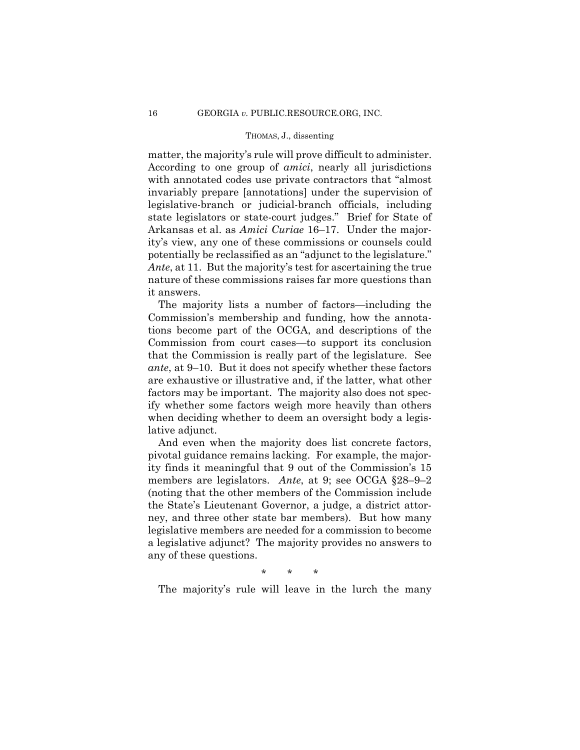matter, the majority's rule will prove difficult to administer. According to one group of *amici*, nearly all jurisdictions with annotated codes use private contractors that "almost invariably prepare [annotations] under the supervision of legislative-branch or judicial-branch officials, including state legislators or state-court judges." Brief for State of Arkansas et al. as *Amici Curiae* 16–17. Under the majority's view, any one of these commissions or counsels could potentially be reclassified as an "adjunct to the legislature." *Ante*, at 11. But the majority's test for ascertaining the true nature of these commissions raises far more questions than it answers.

The majority lists a number of factors—including the Commission's membership and funding, how the annotations become part of the OCGA, and descriptions of the Commission from court cases—to support its conclusion that the Commission is really part of the legislature. See *ante*, at 9–10. But it does not specify whether these factors are exhaustive or illustrative and, if the latter, what other factors may be important. The majority also does not specify whether some factors weigh more heavily than others when deciding whether to deem an oversight body a legislative adjunct.

And even when the majority does list concrete factors, pivotal guidance remains lacking. For example, the majority finds it meaningful that 9 out of the Commission's 15 members are legislators. *Ante*, at 9; see OCGA §28–9–2 (noting that the other members of the Commission include the State's Lieutenant Governor, a judge, a district attorney, and three other state bar members). But how many legislative members are needed for a commission to become a legislative adjunct? The majority provides no answers to any of these questions.

\* \* \*

The majority's rule will leave in the lurch the many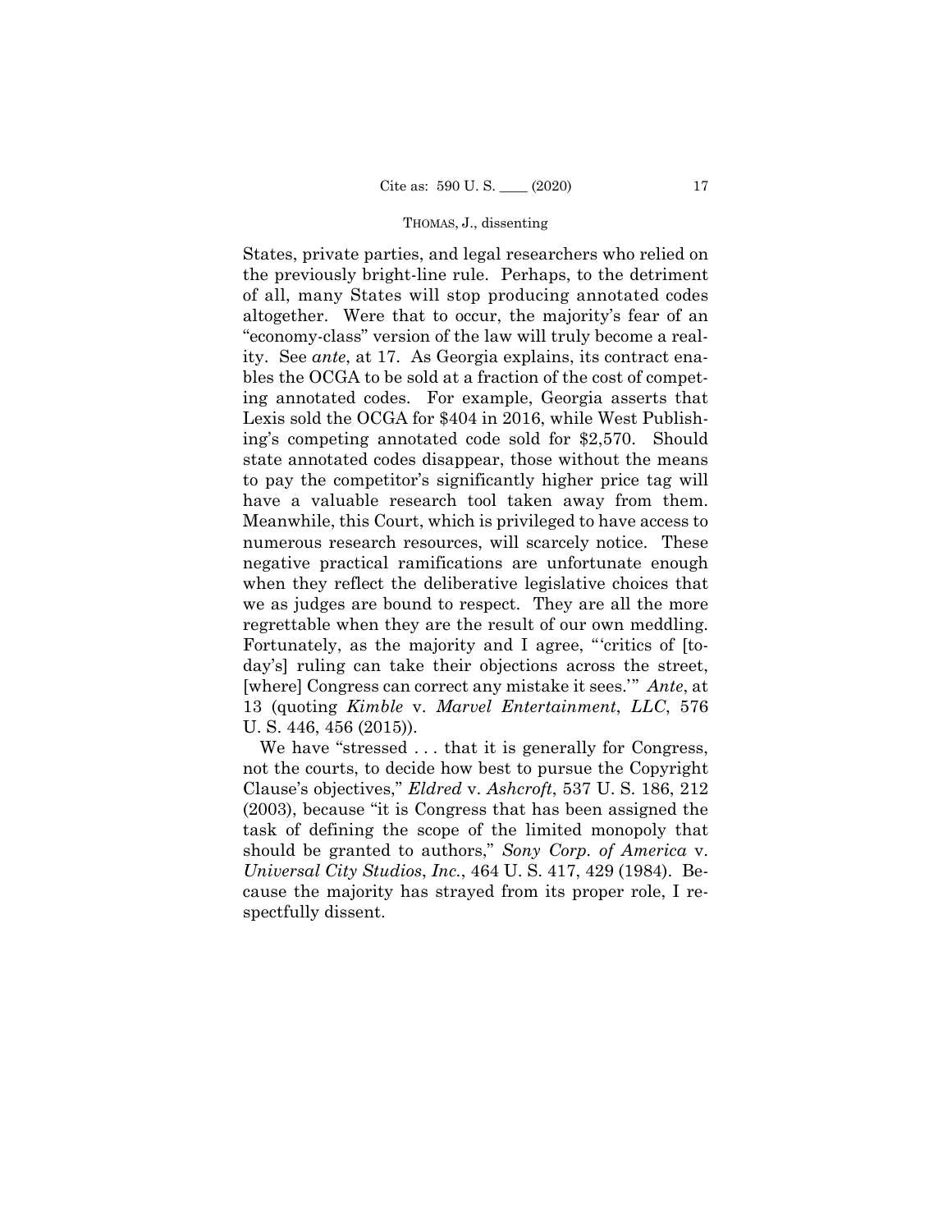States, private parties, and legal researchers who relied on the previously bright-line rule. Perhaps, to the detriment of all, many States will stop producing annotated codes altogether. Were that to occur, the majority's fear of an "economy-class" version of the law will truly become a reality. See *ante*, at 17. As Georgia explains, its contract enables the OCGA to be sold at a fraction of the cost of competing annotated codes. For example, Georgia asserts that Lexis sold the OCGA for $404 in 2016, while West Publishing's competing annotated code sold for $2,570. Should state annotated codes disappear, those without the means to pay the competitor's significantly higher price tag will have a valuable research tool taken away from them. Meanwhile, this Court, which is privileged to have access to numerous research resources, will scarcely notice. These negative practical ramifications are unfortunate enough when they reflect the deliberative legislative choices that we as judges are bound to respect. They are all the more regrettable when they are the result of our own meddling. Fortunately, as the majority and I agree, "'critics of [today's] ruling can take their objections across the street, [where] Congress can correct any mistake it sees.'" *Ante*, at 13 (quoting *Kimble* v. *Marvel Entertainment, LLC*, 576 U. S. 446, 456 (2015)).

We have "stressed . . . that it is generally for Congress, not the courts, to decide how best to pursue the Copyright Clause's objectives," *Eldred* v. *Ashcroft*, 537 U. S. 186, 212 (2003), because "it is Congress that has been assigned the task of defining the scope of the limited monopoly that should be granted to authors," *Sony Corp. of America* v. *Universal City Studios, Inc.*, 464 U. S. 417, 429 (1984). Because the majority has strayed from its proper role, I respectfully dissent.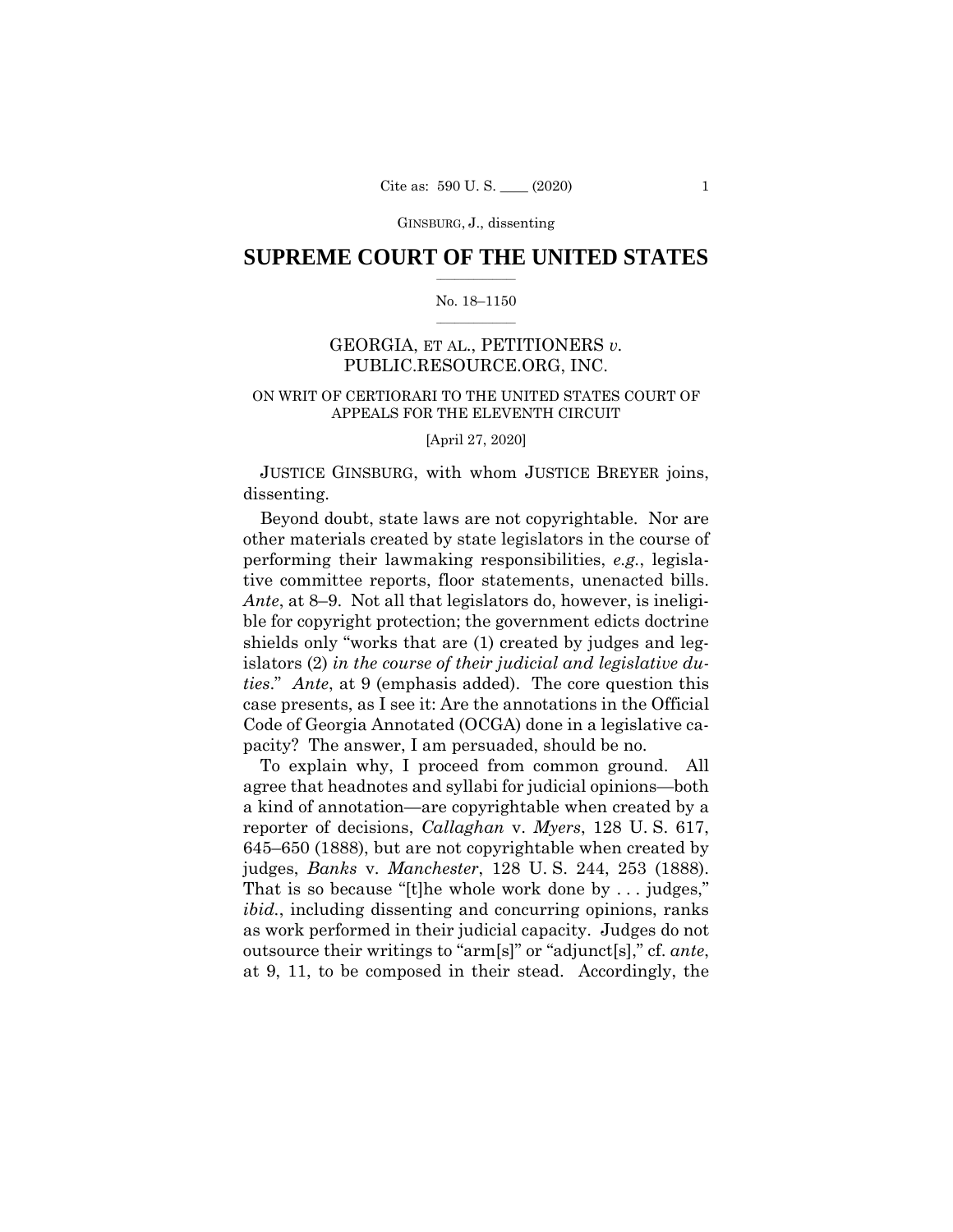# SUPREME COURT OF THE UNITED STATES

No. 18–1150

GEORGIA, ET AL., PETITIONERS *v.* PUBLIC.RESOURCE.ORG, INC.

ON WRIT OF CERTIORARI TO THE UNITED STATES COURT OF APPEALS FOR THE ELEVENTH CIRCUIT

[April 27, 2020]

JUSTICE GINSBURG, with whom JUSTICE BREYER joins, dissenting.

Beyond doubt, state laws are not copyrightable. Nor are other materials created by state legislators in the course of performing their lawmaking responsibilities, *e.g.*, legislative committee reports, floor statements, unenacted bills. *Ante*, at 8–9. Not all that legislators do, however, is ineligible for copyright protection; the government edicts doctrine shields only "works that are (1) created by judges and legislators (2) *in the course of their judicial and legislative duties*." *Ante*, at 9 (emphasis added). The core question this case presents, as I see it: Are the annotations in the Official Code of Georgia Annotated (OCGA) done in a legislative capacity? The answer, I am persuaded, should be no.

To explain why, I proceed from common ground. All agree that headnotes and syllabi for judicial opinions—both a kind of annotation—are copyrightable when created by a reporter of decisions, *Callaghan* v. *Myers*, 128 U. S. 617, 645–650 (1888), but are not copyrightable when created by judges, *Banks* v. *Manchester*, 128 U. S. 244, 253 (1888). That is so because "[t]he whole work done by . . . judges," *ibid.*, including dissenting and concurring opinions, ranks as work performed in their judicial capacity. Judges do not outsource their writings to "arm[s]" or "adjunct[s]," cf. *ante*, at 9, 11, to be composed in their stead. Accordingly, the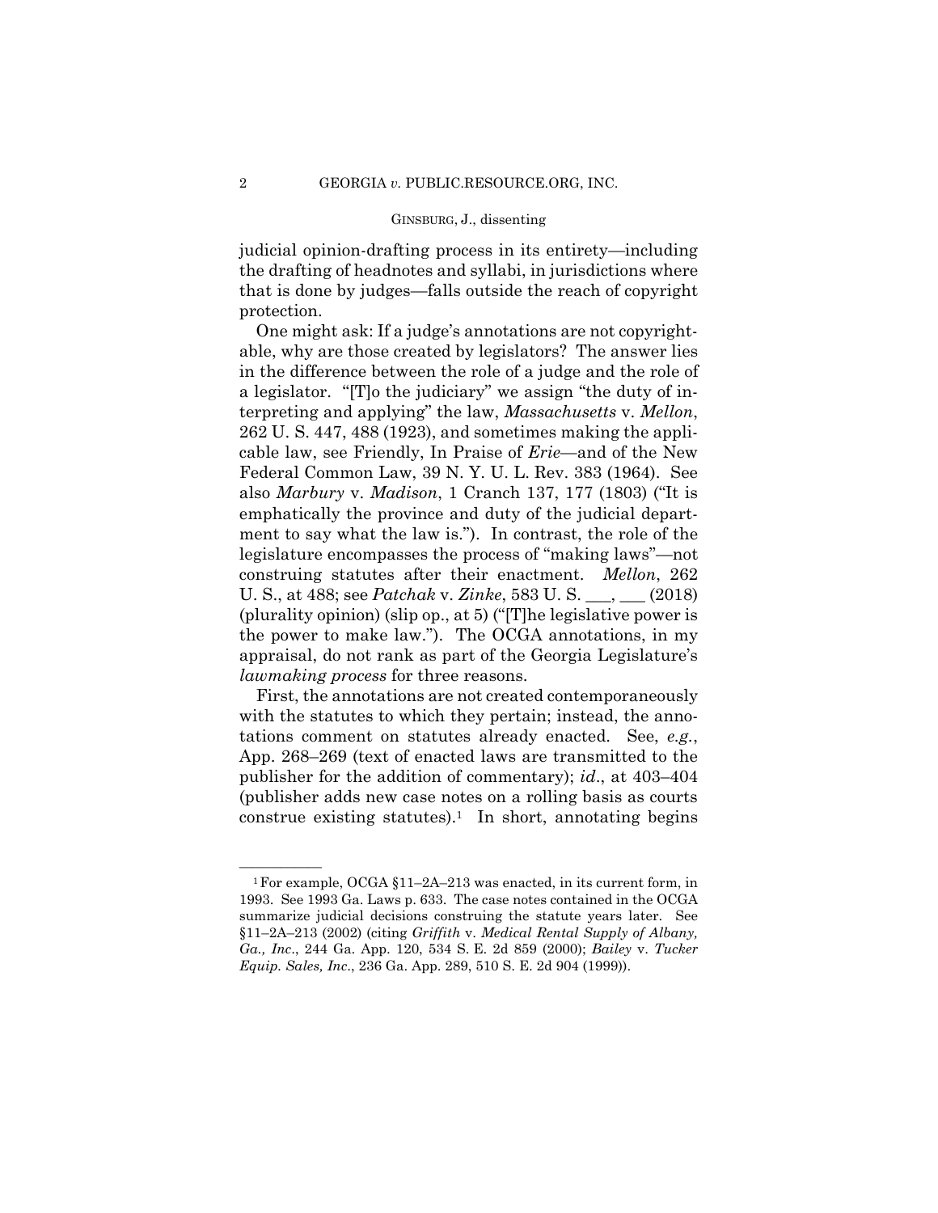judicial opinion-drafting process in its entirety—including the drafting of headnotes and syllabi, in jurisdictions where that is done by judges—falls outside the reach of copyright protection.

One might ask: If a judge's annotations are not copyrightable, why are those created by legislators? The answer lies in the difference between the role of a judge and the role of a legislator. "[T]o the judiciary" we assign "the duty of interpreting and applying" the law, *Massachusetts* v. *Mellon*, 262 U. S. 447, 488 (1923), and sometimes making the applicable law, see Friendly, In Praise of *Erie*—and of the New Federal Common Law, 39 N. Y. U. L. Rev. 383 (1964). See also *Marbury* v. *Madison*, 1 Cranch 137, 177 (1803) ("It is emphatically the province and duty of the judicial department to say what the law is."). In contrast, the role of the legislature encompasses the process of "making laws"—not construing statutes after their enactment. *Mellon*, 262 U. S., at 488; see *Patchak* v. *Zinke*, 583 U. S. ___, ___ (2018) (plurality opinion) (slip op., at 5) ("[T]he legislative power is the power to make law."). The OCGA annotations, in my appraisal, do not rank as part of the Georgia Legislature's *lawmaking process* for three reasons.

First, the annotations are not created contemporaneously with the statutes to which they pertain; instead, the annotations comment on statutes already enacted. See, *e.g.*, App. 268–269 (text of enacted laws are transmitted to the publisher for the addition of commentary); *id.*, at 403–404 (publisher adds new case notes on a rolling basis as courts construe existing statutes).[1] In short, annotating begins

---

[1] For example, OCGA §11–2A–213 was enacted, in its current form, in 1993. See 1993 Ga. Laws p. 633. The case notes contained in the OCGA summarize judicial decisions construing the statute years later. See §11–2A–213 (2002) (citing *Griffith* v. *Medical Rental Supply of Albany, Ga., Inc.*, 244 Ga. App. 120, 534 S. E. 2d 859 (2000); *Bailey* v. *Tucker Equip. Sales, Inc.*, 236 Ga. App. 289, 510 S. E. 2d 904 (1999)).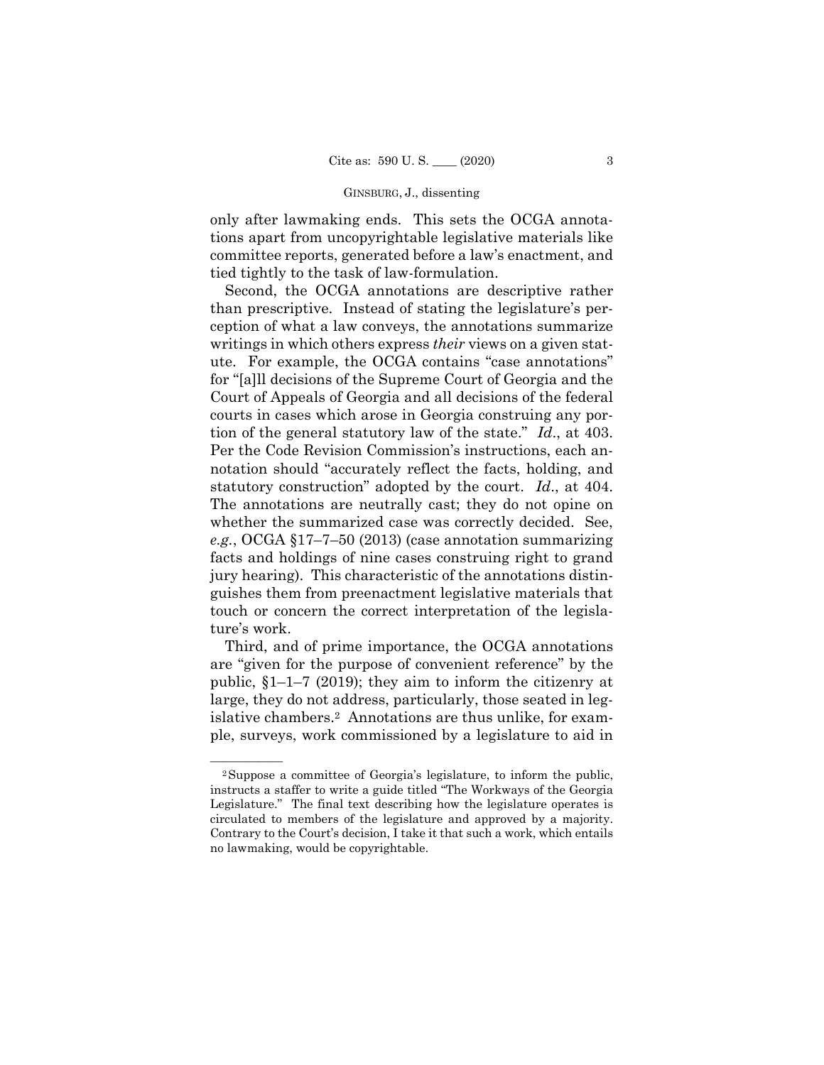only after lawmaking ends. This sets the OCGA annotations apart from uncopyrightable legislative materials like committee reports, generated before a law's enactment, and tied tightly to the task of law-formulation.

Second, the OCGA annotations are descriptive rather than prescriptive. Instead of stating the legislature's perception of what a law conveys, the annotations summarize writings in which others express *their* views on a given statute. For example, the OCGA contains "case annotations" for "[a]ll decisions of the Supreme Court of Georgia and the Court of Appeals of Georgia and all decisions of the federal courts in cases which arose in Georgia construing any portion of the general statutory law of the state." *Id*., at 403. Per the Code Revision Commission's instructions, each annotation should "accurately reflect the facts, holding, and statutory construction" adopted by the court. *Id*., at 404. The annotations are neutrally cast; they do not opine on whether the summarized case was correctly decided. See, *e.g.*, OCGA §17–7–50 (2013) (case annotation summarizing facts and holdings of nine cases construing right to grand jury hearing). This characteristic of the annotations distinguishes them from preenactment legislative materials that touch or concern the correct interpretation of the legislature's work.

Third, and of prime importance, the OCGA annotations are "given for the purpose of convenient reference" by the public, §1–1–7 (2019); they aim to inform the citizenry at large, they do not address, particularly, those seated in legislative chambers.[2] Annotations are thus unlike, for example, surveys, work commissioned by a legislature to aid in

---

[2] Suppose a committee of Georgia's legislature, to inform the public, instructs a staffer to write a guide titled "The Workways of the Georgia Legislature." The final text describing how the legislature operates is circulated to members of the legislature and approved by a majority. Contrary to the Court's decision, I take it that such a work, which entails no lawmaking, would be copyrightable.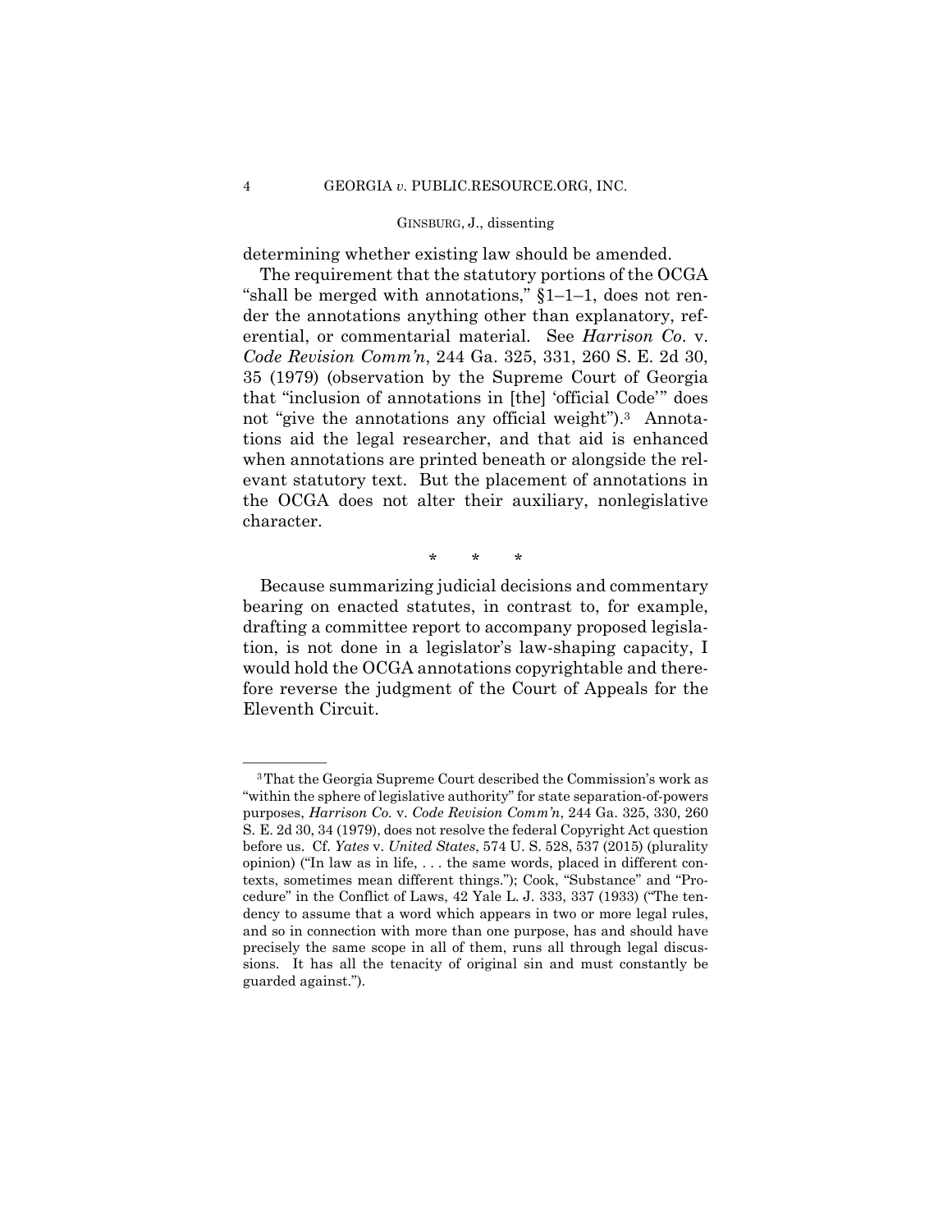determining whether existing law should be amended.

The requirement that the statutory portions of the OCGA "shall be merged with annotations," §1–1–1, does not render the annotations anything other than explanatory, referential, or commentarial material. See *Harrison Co.* v. *Code Revision Comm'n*, 244 Ga. 325, 331, 260 S. E. 2d 30, 35 (1979) (observation by the Supreme Court of Georgia that "inclusion of annotations in [the] 'official Code'" does not "give the annotations any official weight").[3] Annotations aid the legal researcher, and that aid is enhanced when annotations are printed beneath or alongside the relevant statutory text. But the placement of annotations in the OCGA does not alter their auxiliary, nonlegislative character.

\* \* \*

Because summarizing judicial decisions and commentary bearing on enacted statutes, in contrast to, for example, drafting a committee report to accompany proposed legislation, is not done in a legislator's law-shaping capacity, I would hold the OCGA annotations copyrightable and therefore reverse the judgment of the Court of Appeals for the Eleventh Circuit.

---

[3] That the Georgia Supreme Court described the Commission's work as "within the sphere of legislative authority" for state separation-of-powers purposes, *Harrison Co.* v. *Code Revision Comm'n*, 244 Ga. 325, 330, 260 S. E. 2d 30, 34 (1979), does not resolve the federal Copyright Act question before us. Cf. *Yates* v. *United States*, 574 U. S. 528, 537 (2015) (plurality opinion) ("In law as in life, . . . the same words, placed in different contexts, sometimes mean different things."); Cook, "Substance" and "Procedure" in the Conflict of Laws, 42 Yale L. J. 333, 337 (1933) ("The tendency to assume that a word which appears in two or more legal rules, and so in connection with more than one purpose, has and should have precisely the same scope in all of them, runs all through legal discussions. It has all the tenacity of original sin and must constantly be guarded against.").